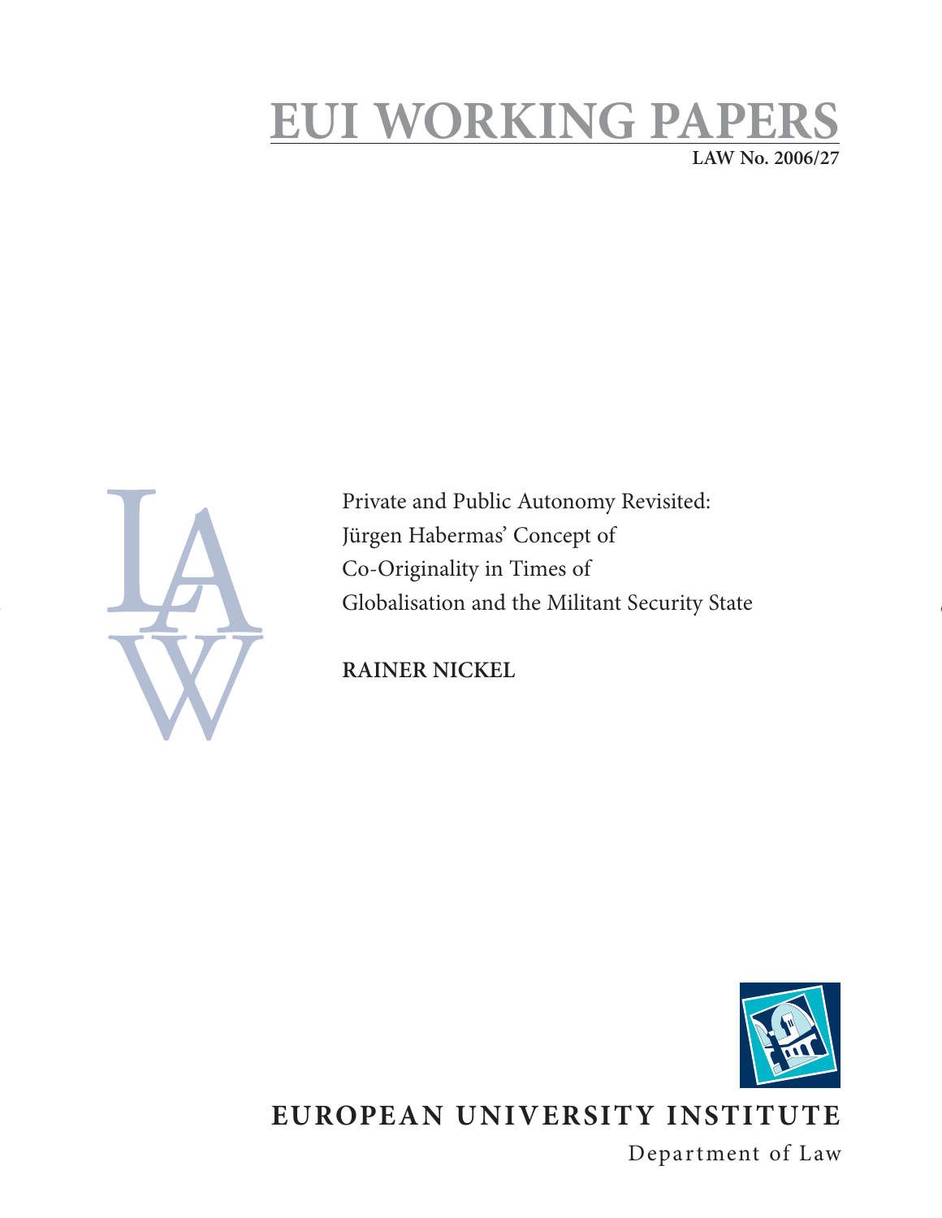# EUI WORKING PAPERS

**LAW No. 2006/27**

Private and Public Autonomy Revisited:
Jürgen Habermas' Concept of
Co-Originality in Times of
Globalisation and the Militant Security State

**RAINER NICKEL**

**EUROPEAN UNIVERSITY INSTITUTE**

Department of Law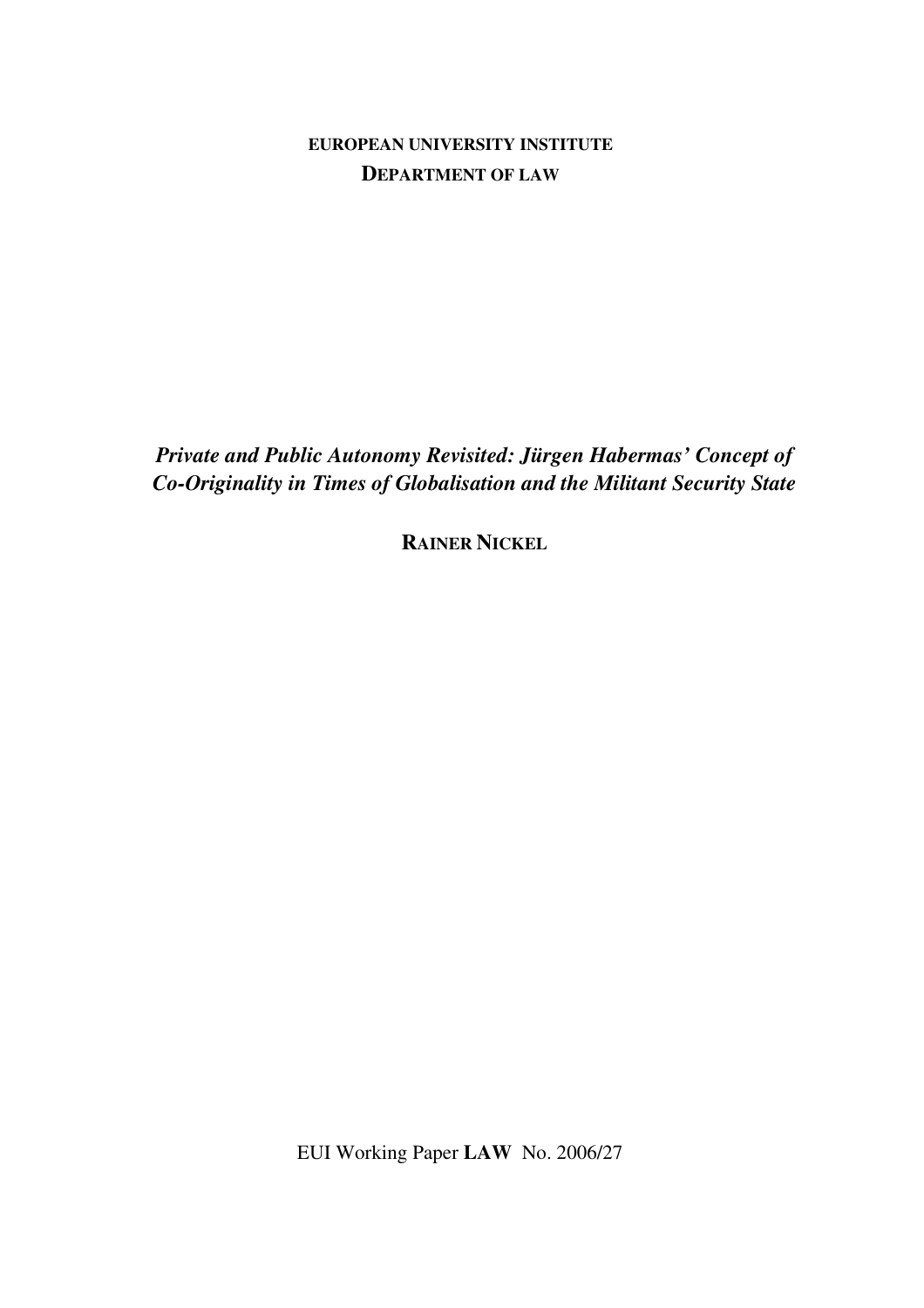**EUROPEAN UNIVERSITY INSTITUTE**
**DEPARTMENT OF LAW**

# *Private and Public Autonomy Revisited: Jürgen Habermas' Concept of Co-Originality in Times of Globalisation and the Militant Security State*

**RAINER NICKEL**

EUI Working Paper **LAW** No. 2006/27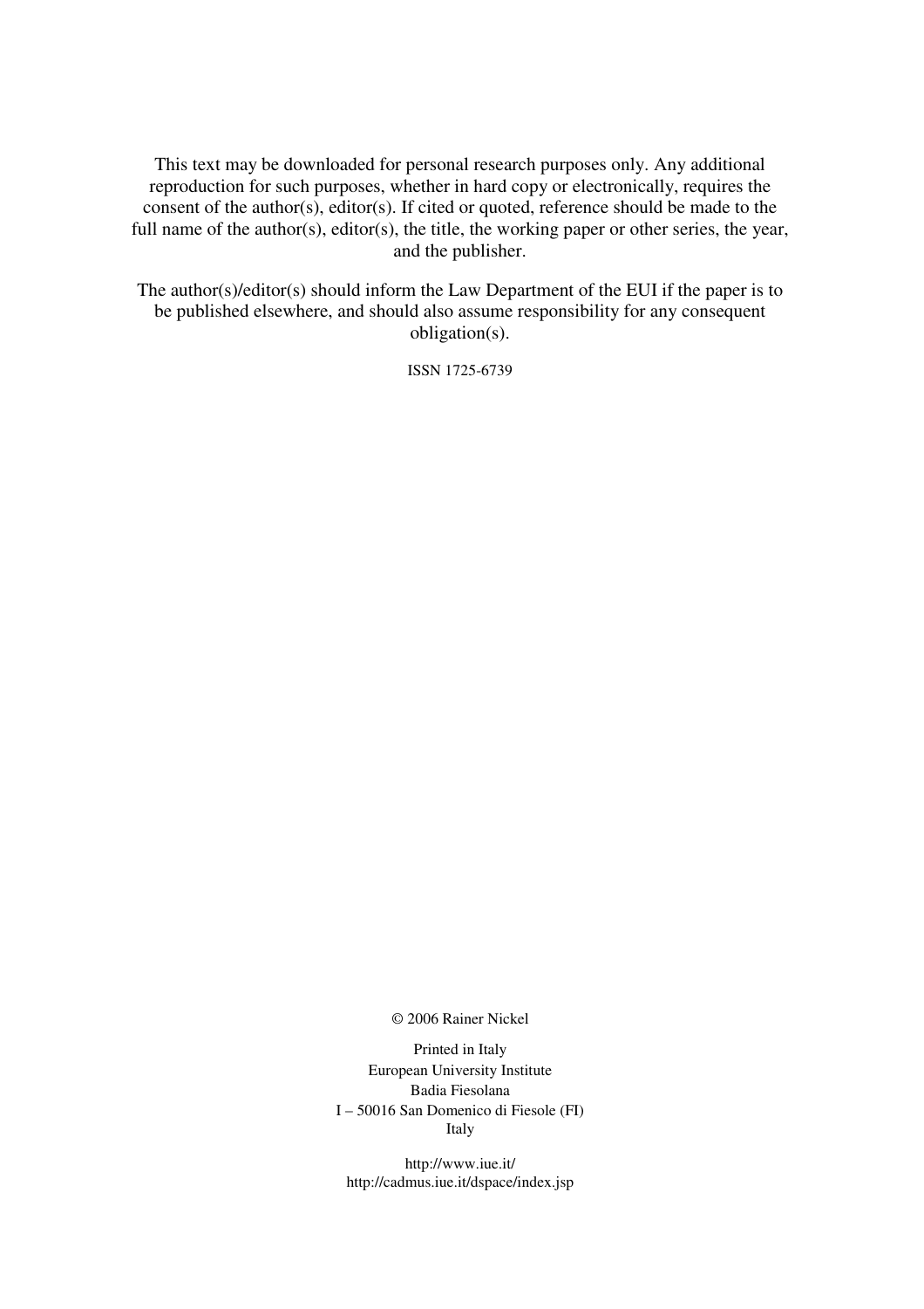This text may be downloaded for personal research purposes only. Any additional reproduction for such purposes, whether in hard copy or electronically, requires the consent of the author(s), editor(s). If cited or quoted, reference should be made to the full name of the author(s), editor(s), the title, the working paper or other series, the year, and the publisher.

The author(s)/editor(s) should inform the Law Department of the EUI if the paper is to be published elsewhere, and should also assume responsibility for any consequent obligation(s).

ISSN 1725-6739

© 2006 Rainer Nickel

Printed in Italy
European University Institute
Badia Fiesolana
I – 50016 San Domenico di Fiesole (FI)
Italy

http://www.iue.it/
http://cadmus.iue.it/dspace/index.jsp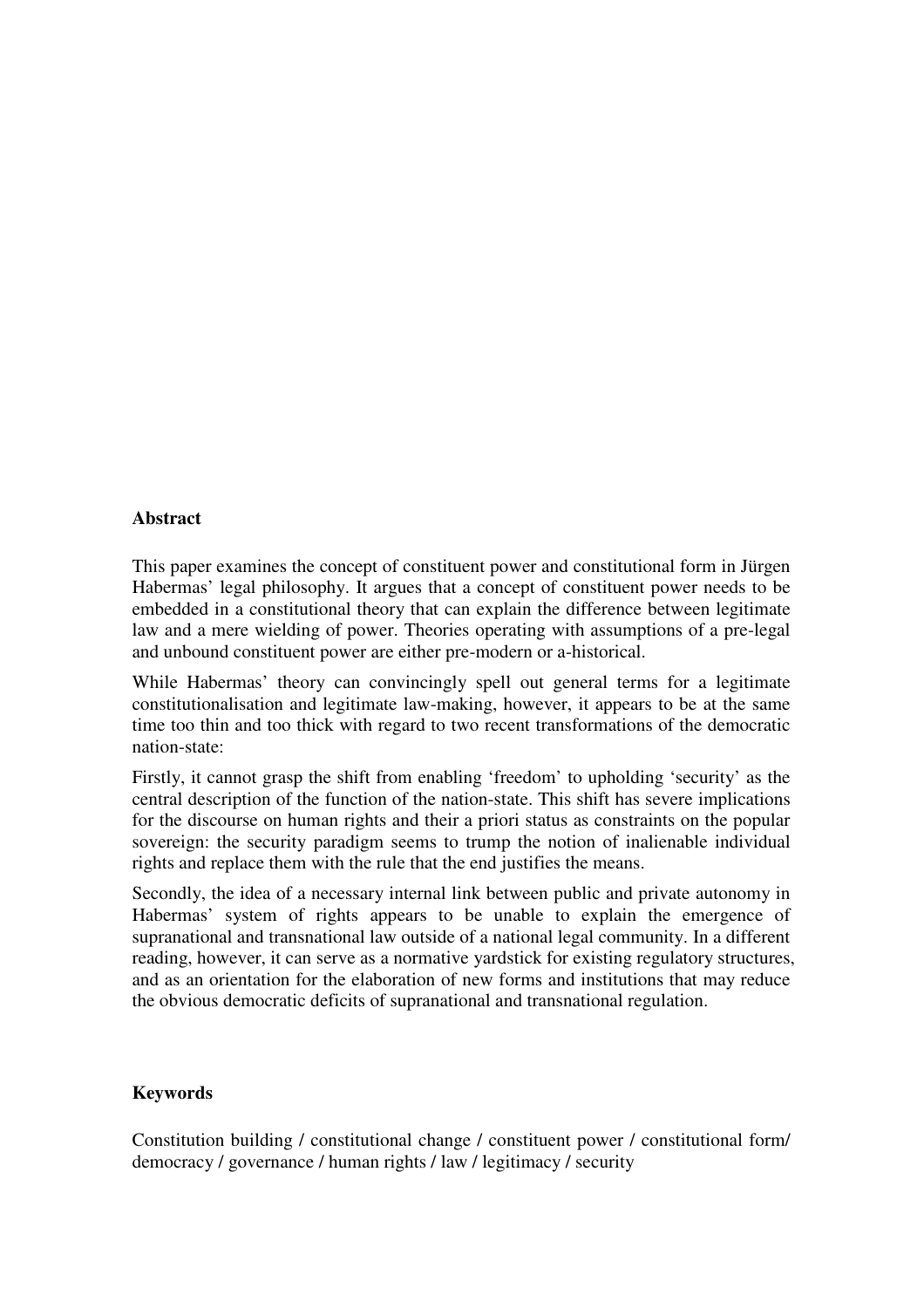**Abstract**

This paper examines the concept of constituent power and constitutional form in Jürgen Habermas' legal philosophy. It argues that a concept of constituent power needs to be embedded in a constitutional theory that can explain the difference between legitimate law and a mere wielding of power. Theories operating with assumptions of a pre-legal and unbound constituent power are either pre-modern or a-historical.

While Habermas' theory can convincingly spell out general terms for a legitimate constitutionalisation and legitimate law-making, however, it appears to be at the same time too thin and too thick with regard to two recent transformations of the democratic nation-state:

Firstly, it cannot grasp the shift from enabling 'freedom' to upholding 'security' as the central description of the function of the nation-state. This shift has severe implications for the discourse on human rights and their a priori status as constraints on the popular sovereign: the security paradigm seems to trump the notion of inalienable individual rights and replace them with the rule that the end justifies the means.

Secondly, the idea of a necessary internal link between public and private autonomy in Habermas' system of rights appears to be unable to explain the emergence of supranational and transnational law outside of a national legal community. In a different reading, however, it can serve as a normative yardstick for existing regulatory structures, and as an orientation for the elaboration of new forms and institutions that may reduce the obvious democratic deficits of supranational and transnational regulation.

**Keywords**

Constitution building / constitutional change / constituent power / constitutional form/ democracy / governance / human rights / law / legitimacy / security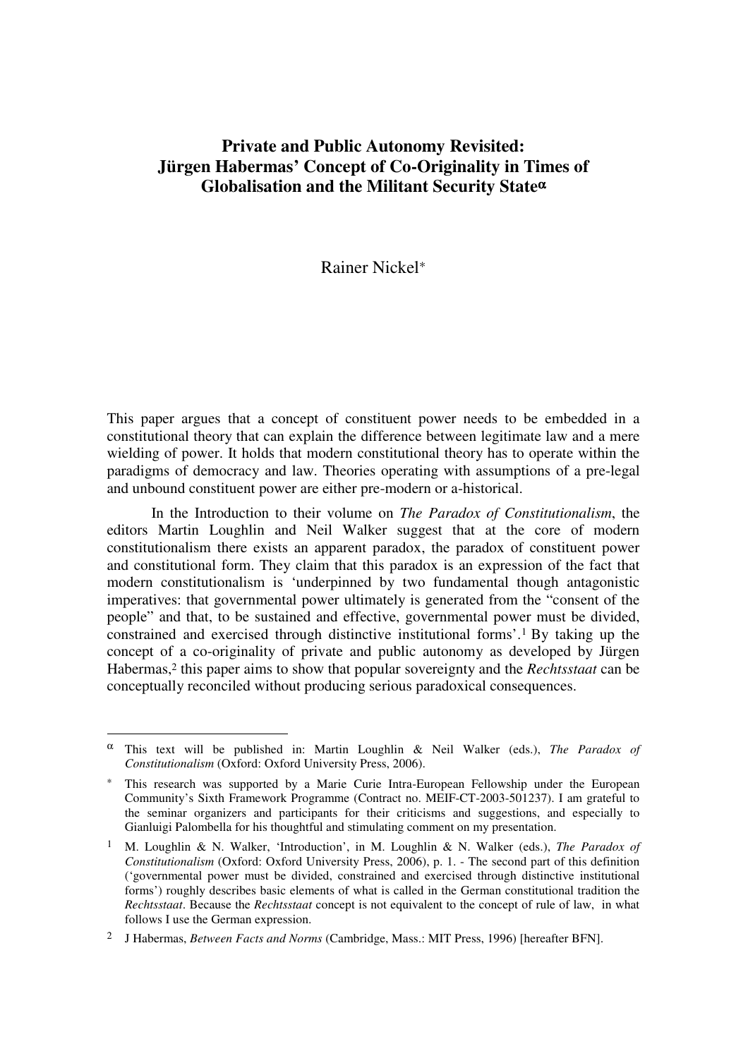# Private and Public Autonomy Revisited: Jürgen Habermas' Concept of Co-Originality in Times of Globalisation and the Militant Security State[α]

Rainer Nickel[*]

This paper argues that a concept of constituent power needs to be embedded in a constitutional theory that can explain the difference between legitimate law and a mere wielding of power. It holds that modern constitutional theory has to operate within the paradigms of democracy and law. Theories operating with assumptions of a pre-legal and unbound constituent power are either pre-modern or a-historical.

In the Introduction to their volume on *The Paradox of Constitutionalism*, the editors Martin Loughlin and Neil Walker suggest that at the core of modern constitutionalism there exists an apparent paradox, the paradox of constituent power and constitutional form. They claim that this paradox is an expression of the fact that modern constitutionalism is 'underpinned by two fundamental though antagonistic imperatives: that governmental power ultimately is generated from the "consent of the people" and that, to be sustained and effective, governmental power must be divided, constrained and exercised through distinctive institutional forms'.[1] By taking up the concept of a co-originality of private and public autonomy as developed by Jürgen Habermas,[2] this paper aims to show that popular sovereignty and the *Rechtsstaat* can be conceptually reconciled without producing serious paradoxical consequences.

---

[α] This text will be published in: Martin Loughlin & Neil Walker (eds.), *The Paradox of Constitutionalism* (Oxford: Oxford University Press, 2006).

[*] This research was supported by a Marie Curie Intra-European Fellowship under the European Community's Sixth Framework Programme (Contract no. MEIF-CT-2003-501237). I am grateful to the seminar organizers and participants for their criticisms and suggestions, and especially to Gianluigi Palombella for his thoughtful and stimulating comment on my presentation.

[1] M. Loughlin & N. Walker, 'Introduction', in M. Loughlin & N. Walker (eds.), *The Paradox of Constitutionalism* (Oxford: Oxford University Press, 2006), p. 1. - The second part of this definition ('governmental power must be divided, constrained and exercised through distinctive institutional forms') roughly describes basic elements of what is called in the German constitutional tradition the *Rechtsstaat*. Because the *Rechtsstaat* concept is not equivalent to the concept of rule of law, in what follows I use the German expression.

[2] J Habermas, *Between Facts and Norms* (Cambridge, Mass.: MIT Press, 1996) [hereafter BFN].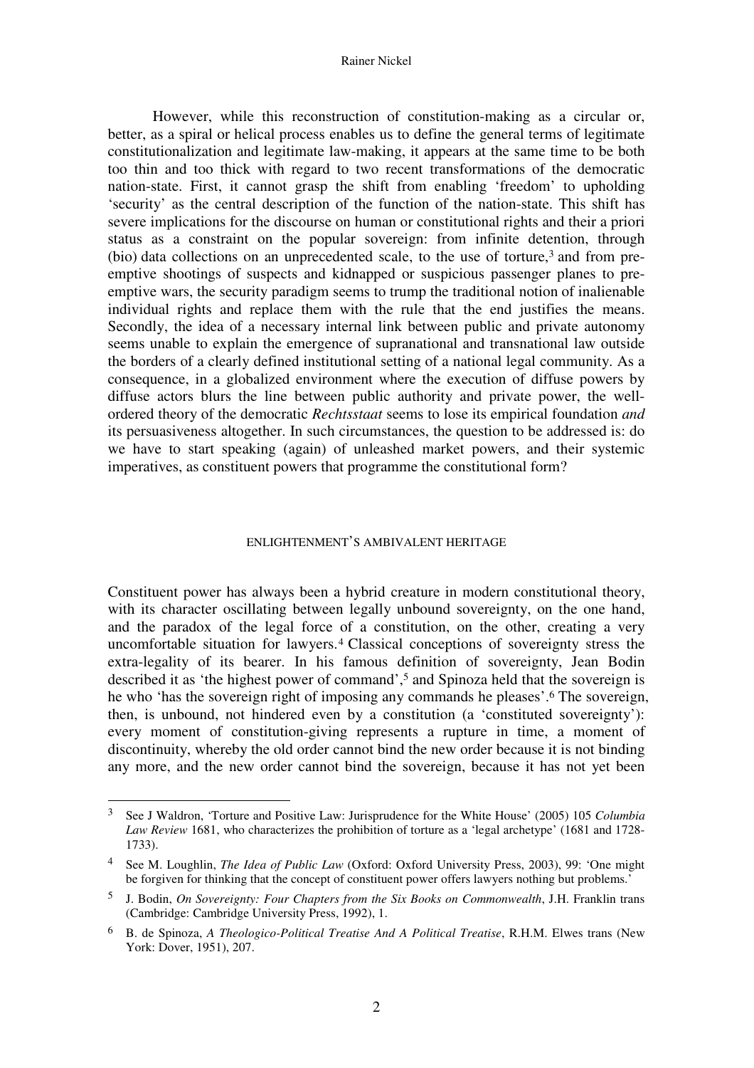However, while this reconstruction of constitution-making as a circular or, better, as a spiral or helical process enables us to define the general terms of legitimate constitutionalization and legitimate law-making, it appears at the same time to be both too thin and too thick with regard to two recent transformations of the democratic nation-state. First, it cannot grasp the shift from enabling 'freedom' to upholding 'security' as the central description of the function of the nation-state. This shift has severe implications for the discourse on human or constitutional rights and their a priori status as a constraint on the popular sovereign: from infinite detention, through (bio) data collections on an unprecedented scale, to the use of torture,[3] and from pre-emptive shootings of suspects and kidnapped or suspicious passenger planes to pre-emptive wars, the security paradigm seems to trump the traditional notion of inalienable individual rights and replace them with the rule that the end justifies the means. Secondly, the idea of a necessary internal link between public and private autonomy seems unable to explain the emergence of supranational and transnational law outside the borders of a clearly defined institutional setting of a national legal community. As a consequence, in a globalized environment where the execution of diffuse powers by diffuse actors blurs the line between public authority and private power, the well-ordered theory of the democratic *Rechtsstaat* seems to lose its empirical foundation *and* its persuasiveness altogether. In such circumstances, the question to be addressed is: do we have to start speaking (again) of unleashed market powers, and their systemic imperatives, as constituent powers that programme the constitutional form?

## ENLIGHTENMENT'S AMBIVALENT HERITAGE

Constituent power has always been a hybrid creature in modern constitutional theory, with its character oscillating between legally unbound sovereignty, on the one hand, and the paradox of the legal force of a constitution, on the other, creating a very uncomfortable situation for lawyers.[4] Classical conceptions of sovereignty stress the extra-legality of its bearer. In his famous definition of sovereignty, Jean Bodin described it as 'the highest power of command',[5] and Spinoza held that the sovereign is he who 'has the sovereign right of imposing any commands he pleases'.[6] The sovereign, then, is unbound, not hindered even by a constitution (a 'constituted sovereignty'): every moment of constitution-giving represents a rupture in time, a moment of discontinuity, whereby the old order cannot bind the new order because it is not binding any more, and the new order cannot bind the sovereign, because it has not yet been

---

[3] See J Waldron, 'Torture and Positive Law: Jurisprudence for the White House' (2005) 105 *Columbia Law Review* 1681, who characterizes the prohibition of torture as a 'legal archetype' (1681 and 1728-1733).

[4] See M. Loughlin, *The Idea of Public Law* (Oxford: Oxford University Press, 2003), 99: 'One might be forgiven for thinking that the concept of constituent power offers lawyers nothing but problems.'

[5] J. Bodin, *On Sovereignty: Four Chapters from the Six Books on Commonwealth*, J.H. Franklin trans (Cambridge: Cambridge University Press, 1992), 1.

[6] B. de Spinoza, *A Theologico-Political Treatise And A Political Treatise*, R.H.M. Elwes trans (New York: Dover, 1951), 207.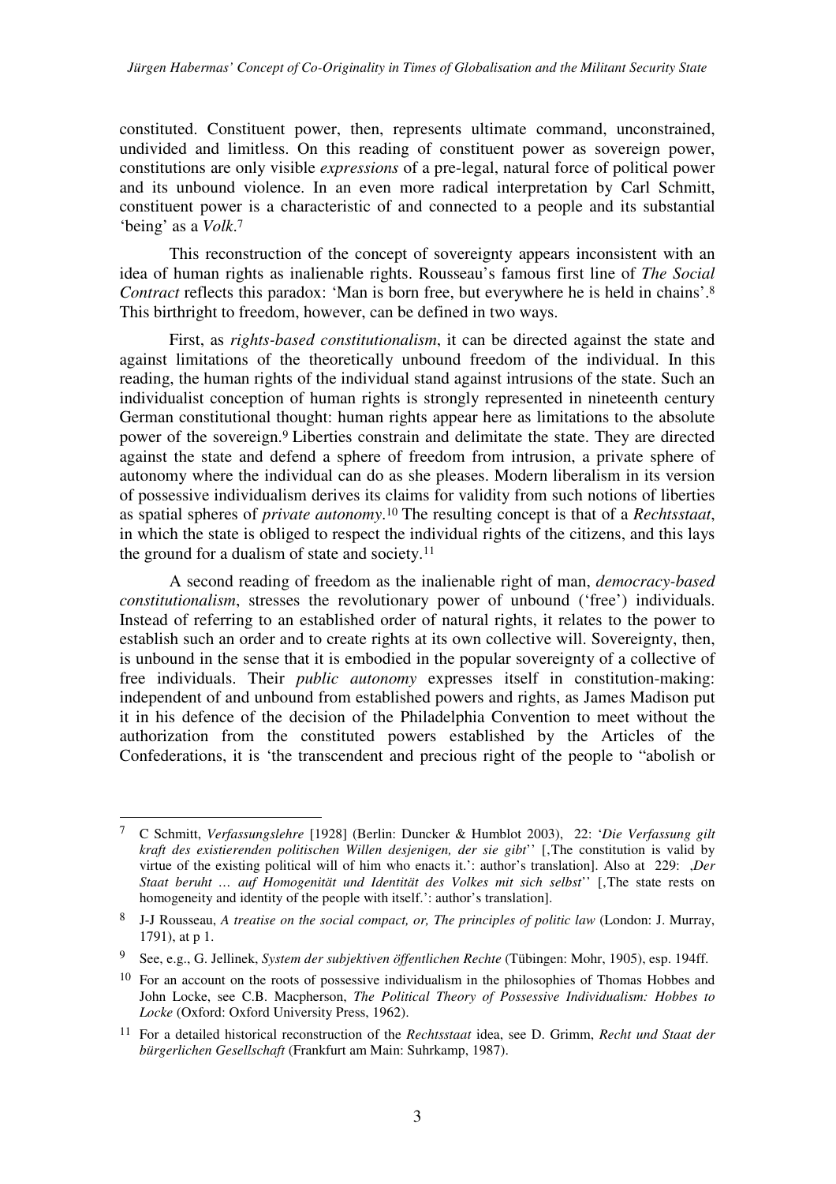constituted. Constituent power, then, represents ultimate command, unconstrained, undivided and limitless. On this reading of constituent power as sovereign power, constitutions are only visible *expressions* of a pre-legal, natural force of political power and its unbound violence. In an even more radical interpretation by Carl Schmitt, constituent power is a characteristic of and connected to a people and its substantial 'being' as a *Volk*.[7]

This reconstruction of the concept of sovereignty appears inconsistent with an idea of human rights as inalienable rights. Rousseau's famous first line of *The Social Contract* reflects this paradox: 'Man is born free, but everywhere he is held in chains'.[8] This birthright to freedom, however, can be defined in two ways.

First, as *rights-based constitutionalism*, it can be directed against the state and against limitations of the theoretically unbound freedom of the individual. In this reading, the human rights of the individual stand against intrusions of the state. Such an individualist conception of human rights is strongly represented in nineteenth century German constitutional thought: human rights appear here as limitations to the absolute power of the sovereign.[9] Liberties constrain and delimitate the state. They are directed against the state and defend a sphere of freedom from intrusion, a private sphere of autonomy where the individual can do as she pleases. Modern liberalism in its version of possessive individualism derives its claims for validity from such notions of liberties as spatial spheres of *private autonomy*.[10] The resulting concept is that of a *Rechtsstaat*, in which the state is obliged to respect the individual rights of the citizens, and this lays the ground for a dualism of state and society.[11]

A second reading of freedom as the inalienable right of man, *democracy-based constitutionalism*, stresses the revolutionary power of unbound ('free') individuals. Instead of referring to an established order of natural rights, it relates to the power to establish such an order and to create rights at its own collective will. Sovereignty, then, is unbound in the sense that it is embodied in the popular sovereignty of a collective of free individuals. Their *public autonomy* expresses itself in constitution-making: independent of and unbound from established powers and rights, as James Madison put it in his defence of the decision of the Philadelphia Convention to meet without the authorization from the constituted powers established by the Articles of the Confederations, it is 'the transcendent and precious right of the people to "abolish or

---

[7] C Schmitt, *Verfassungslehre* [1928] (Berlin: Duncker & Humblot 2003), 22: '*Die Verfassung gilt kraft des existierenden politischen Willen desjenigen, der sie gibt*'' [,The constitution is valid by virtue of the existing political will of him who enacts it.': author's translation]. Also at 229: ,*Der Staat beruht … auf Homogenität und Identität des Volkes mit sich selbst*'' [,The state rests on homogeneity and identity of the people with itself.': author's translation].

[8] J-J Rousseau, *A treatise on the social compact, or, The principles of politic law* (London: J. Murray, 1791), at p 1.

[9] See, e.g., G. Jellinek, *System der subjektiven öffentlichen Rechte* (Tübingen: Mohr, 1905), esp. 194ff.

[10] For an account on the roots of possessive individualism in the philosophies of Thomas Hobbes and John Locke, see C.B. Macpherson, *The Political Theory of Possessive Individualism: Hobbes to Locke* (Oxford: Oxford University Press, 1962).

[11] For a detailed historical reconstruction of the *Rechtsstaat* idea, see D. Grimm, *Recht und Staat der bürgerlichen Gesellschaft* (Frankfurt am Main: Suhrkamp, 1987).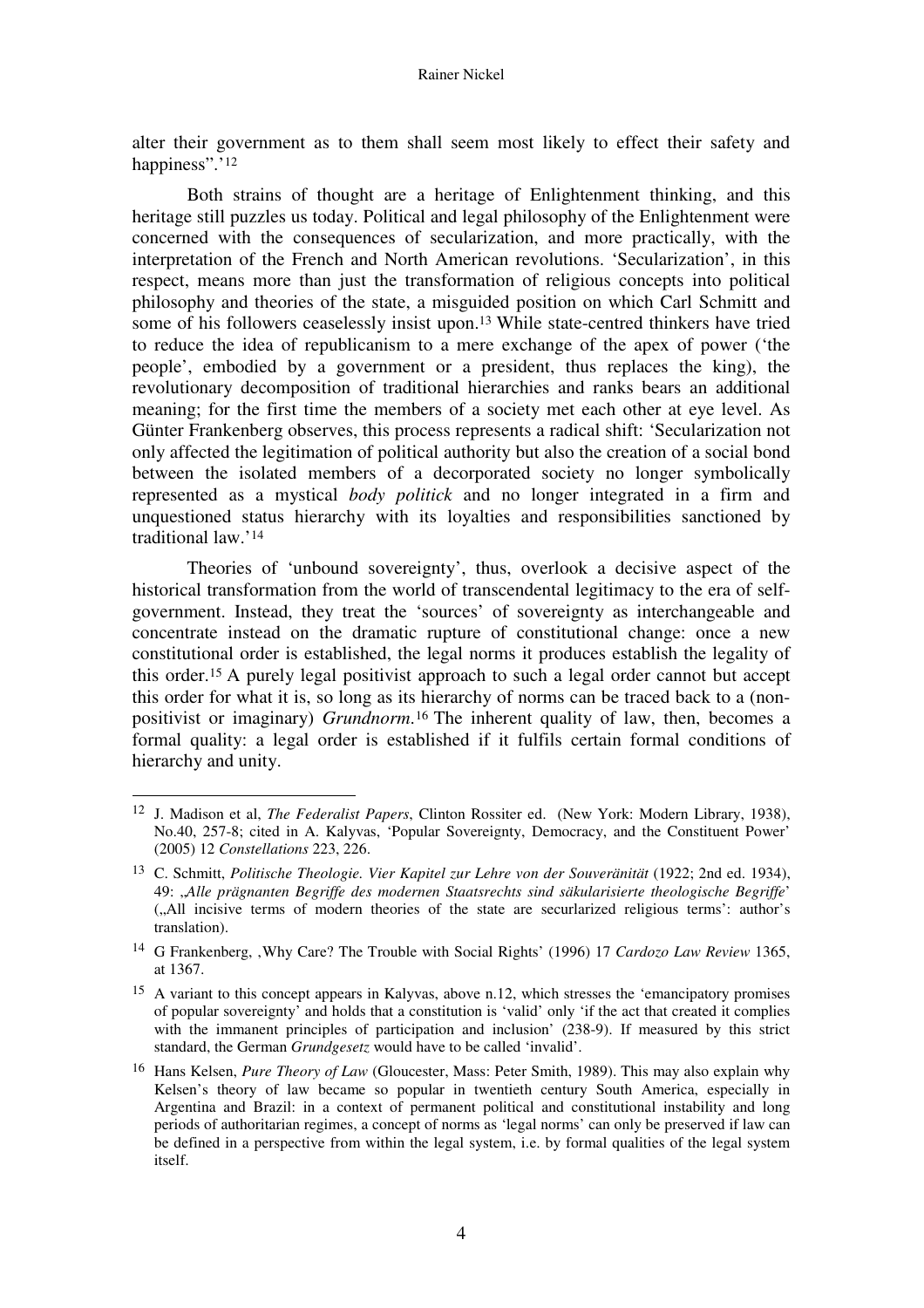alter their government as to them shall seem most likely to effect their safety and happiness".'[12]

Both strains of thought are a heritage of Enlightenment thinking, and this heritage still puzzles us today. Political and legal philosophy of the Enlightenment were concerned with the consequences of secularization, and more practically, with the interpretation of the French and North American revolutions. 'Secularization', in this respect, means more than just the transformation of religious concepts into political philosophy and theories of the state, a misguided position on which Carl Schmitt and some of his followers ceaselessly insist upon.[13] While state-centred thinkers have tried to reduce the idea of republicanism to a mere exchange of the apex of power ('the people', embodied by a government or a president, thus replaces the king), the revolutionary decomposition of traditional hierarchies and ranks bears an additional meaning; for the first time the members of a society met each other at eye level. As Günter Frankenberg observes, this process represents a radical shift: 'Secularization not only affected the legitimation of political authority but also the creation of a social bond between the isolated members of a decorporated society no longer symbolically represented as a mystical *body politick* and no longer integrated in a firm and unquestioned status hierarchy with its loyalties and responsibilities sanctioned by traditional law.'[14]

Theories of 'unbound sovereignty', thus, overlook a decisive aspect of the historical transformation from the world of transcendental legitimacy to the era of self-government. Instead, they treat the 'sources' of sovereignty as interchangeable and concentrate instead on the dramatic rupture of constitutional change: once a new constitutional order is established, the legal norms it produces establish the legality of this order.[15] A purely legal positivist approach to such a legal order cannot but accept this order for what it is, so long as its hierarchy of norms can be traced back to a (non-positivist or imaginary) *Grundnorm*.[16] The inherent quality of law, then, becomes a formal quality: a legal order is established if it fulfils certain formal conditions of hierarchy and unity.

---

[12] J. Madison et al, *The Federalist Papers*, Clinton Rossiter ed. (New York: Modern Library, 1938), No.40, 257-8; cited in A. Kalyvas, 'Popular Sovereignty, Democracy, and the Constituent Power' (2005) 12 *Constellations* 223, 226.

[13] C. Schmitt, *Politische Theologie. Vier Kapitel zur Lehre von der Souveränität* (1922; 2nd ed. 1934), 49: „*Alle prägnanten Begriffe des modernen Staatsrechts sind säkularisierte theologische Begriffe*' („All incisive terms of modern theories of the state are securlarized religious terms': author's translation).

[14] G Frankenberg, ‚Why Care? The Trouble with Social Rights' (1996) 17 *Cardozo Law Review* 1365, at 1367.

[15] A variant to this concept appears in Kalyvas, above n.12, which stresses the 'emancipatory promises of popular sovereignty' and holds that a constitution is 'valid' only 'if the act that created it complies with the immanent principles of participation and inclusion' (238-9). If measured by this strict standard, the German *Grundgesetz* would have to be called 'invalid'.

[16] Hans Kelsen, *Pure Theory of Law* (Gloucester, Mass: Peter Smith, 1989). This may also explain why Kelsen's theory of law became so popular in twentieth century South America, especially in Argentina and Brazil: in a context of permanent political and constitutional instability and long periods of authoritarian regimes, a concept of norms as 'legal norms' can only be preserved if law can be defined in a perspective from within the legal system, i.e. by formal qualities of the legal system itself.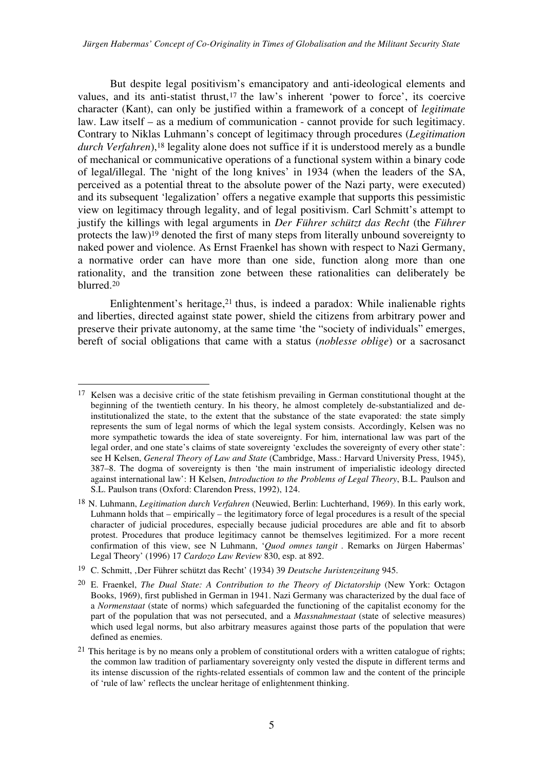But despite legal positivism's emancipatory and anti-ideological elements and values, and its anti-statist thrust,[17] the law's inherent 'power to force', its coercive character (Kant), can only be justified within a framework of a concept of *legitimate* law. Law itself – as a medium of communication - cannot provide for such legitimacy. Contrary to Niklas Luhmann's concept of legitimacy through procedures (*Legitimation durch Verfahren*),[18] legality alone does not suffice if it is understood merely as a bundle of mechanical or communicative operations of a functional system within a binary code of legal/illegal. The 'night of the long knives' in 1934 (when the leaders of the SA, perceived as a potential threat to the absolute power of the Nazi party, were executed) and its subsequent 'legalization' offers a negative example that supports this pessimistic view on legitimacy through legality, and of legal positivism. Carl Schmitt's attempt to justify the killings with legal arguments in *Der Führer schützt das Recht* (the *Führer* protects the law)[19] denoted the first of many steps from literally unbound sovereignty to naked power and violence. As Ernst Fraenkel has shown with respect to Nazi Germany, a normative order can have more than one side, function along more than one rationality, and the transition zone between these rationalities can deliberately be blurred.[20]

Enlightenment's heritage,[21] thus, is indeed a paradox: While inalienable rights and liberties, directed against state power, shield the citizens from arbitrary power and preserve their private autonomy, at the same time 'the "society of individuals" emerges, bereft of social obligations that came with a status (*noblesse oblige*) or a sacrosanct

---

[17] Kelsen was a decisive critic of the state fetishism prevailing in German constitutional thought at the beginning of the twentieth century. In his theory, he almost completely de-substantialized and de-institutionalized the state, to the extent that the substance of the state evaporated: the state simply represents the sum of legal norms of which the legal system consists. Accordingly, Kelsen was no more sympathetic towards the idea of state sovereignty. For him, international law was part of the legal order, and one state's claims of state sovereignty 'excludes the sovereignty of every other state': see H Kelsen, *General Theory of Law and State* (Cambridge, Mass.: Harvard University Press, 1945), 387–8. The dogma of sovereignty is then 'the main instrument of imperialistic ideology directed against international law': H Kelsen, *Introduction to the Problems of Legal Theory*, B.L. Paulson and S.L. Paulson trans (Oxford: Clarendon Press, 1992), 124.

[18] N. Luhmann, *Legitimation durch Verfahren* (Neuwied, Berlin: Luchterhand, 1969). In this early work, Luhmann holds that – empirically – the legitimatory force of legal procedures is a result of the special character of judicial procedures, especially because judicial procedures are able and fit to absorb protest. Procedures that produce legitimacy cannot be themselves legitimized. For a more recent confirmation of this view, see N Luhmann, '*Quod omnes tangit* . Remarks on Jürgen Habermas' Legal Theory' (1996) 17 *Cardozo Law Review* 830, esp. at 892.

[19] C. Schmitt, ,Der Führer schützt das Recht' (1934) 39 *Deutsche Juristenzeitung* 945.

[20] E. Fraenkel, *The Dual State: A Contribution to the Theory of Dictatorship* (New York: Octagon Books, 1969), first published in German in 1941. Nazi Germany was characterized by the dual face of a *Normenstaat* (state of norms) which safeguarded the functioning of the capitalist economy for the part of the population that was not persecuted, and a *Massnahmestaat* (state of selective measures) which used legal norms, but also arbitrary measures against those parts of the population that were defined as enemies.

[21] This heritage is by no means only a problem of constitutional orders with a written catalogue of rights; the common law tradition of parliamentary sovereignty only vested the dispute in different terms and its intense discussion of the rights-related essentials of common law and the content of the principle of 'rule of law' reflects the unclear heritage of enlightenment thinking.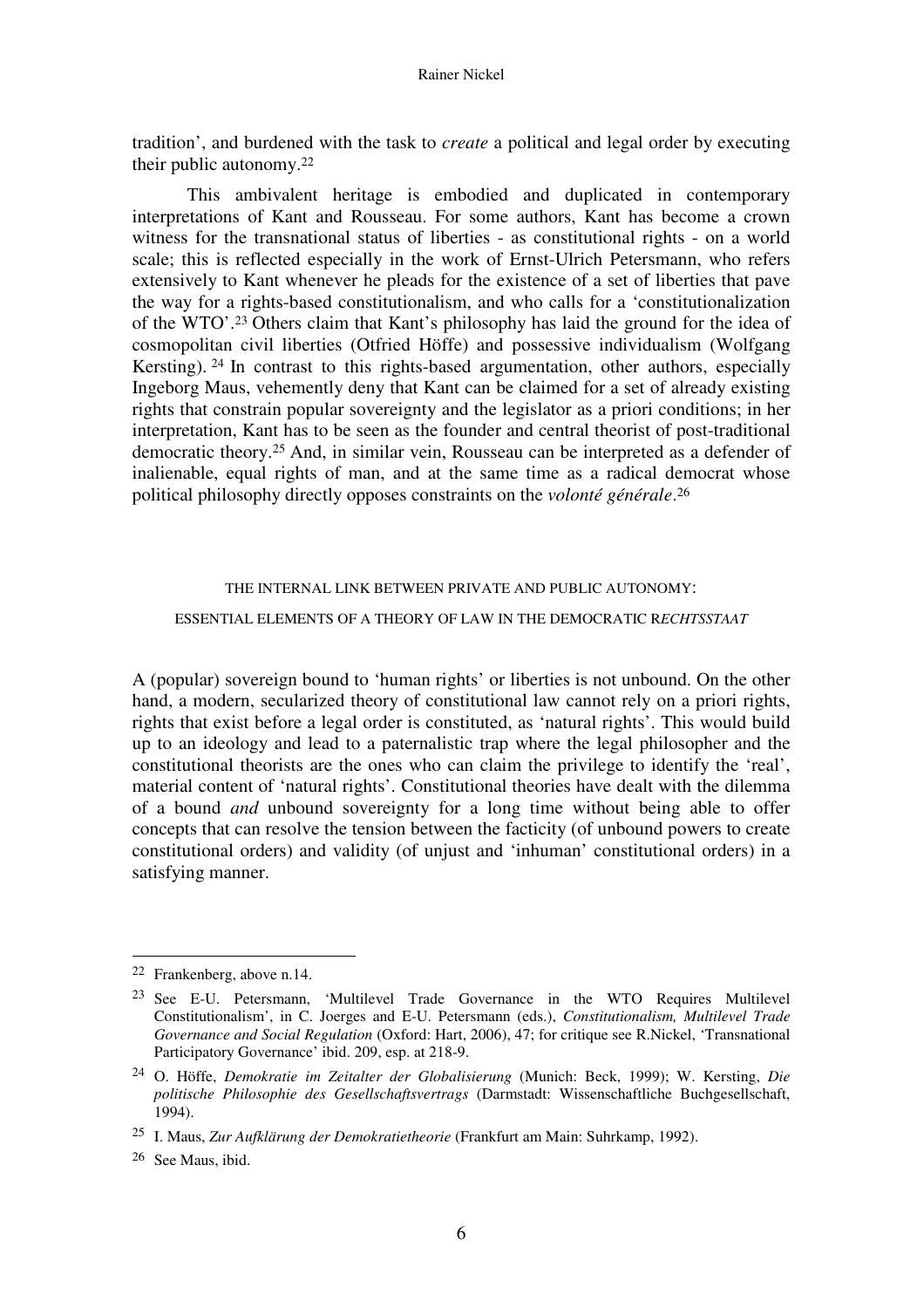tradition', and burdened with the task to *create* a political and legal order by executing their public autonomy.[22]

This ambivalent heritage is embodied and duplicated in contemporary interpretations of Kant and Rousseau. For some authors, Kant has become a crown witness for the transnational status of liberties - as constitutional rights - on a world scale; this is reflected especially in the work of Ernst-Ulrich Petersmann, who refers extensively to Kant whenever he pleads for the existence of a set of liberties that pave the way for a rights-based constitutionalism, and who calls for a 'constitutionalization of the WTO'.[23] Others claim that Kant's philosophy has laid the ground for the idea of cosmopolitan civil liberties (Otfried Höffe) and possessive individualism (Wolfgang Kersting).[24] In contrast to this rights-based argumentation, other authors, especially Ingeborg Maus, vehemently deny that Kant can be claimed for a set of already existing rights that constrain popular sovereignty and the legislator as a priori conditions; in her interpretation, Kant has to be seen as the founder and central theorist of post-traditional democratic theory.[25] And, in similar vein, Rousseau can be interpreted as a defender of inalienable, equal rights of man, and at the same time as a radical democrat whose political philosophy directly opposes constraints on the *volonté générale*.[26]

## THE INTERNAL LINK BETWEEN PRIVATE AND PUBLIC AUTONOMY: ESSENTIAL ELEMENTS OF A THEORY OF LAW IN THE DEMOCRATIC R*ECHTSSTAAT*

A (popular) sovereign bound to 'human rights' or liberties is not unbound. On the other hand, a modern, secularized theory of constitutional law cannot rely on a priori rights, rights that exist before a legal order is constituted, as 'natural rights'. This would build up to an ideology and lead to a paternalistic trap where the legal philosopher and the constitutional theorists are the ones who can claim the privilege to identify the 'real', material content of 'natural rights'. Constitutional theories have dealt with the dilemma of a bound *and* unbound sovereignty for a long time without being able to offer concepts that can resolve the tension between the facticity (of unbound powers to create constitutional orders) and validity (of unjust and 'inhuman' constitutional orders) in a satisfying manner.

---

[22] Frankenberg, above n.14.

[23] See E-U. Petersmann, 'Multilevel Trade Governance in the WTO Requires Multilevel Constitutionalism', in C. Joerges and E-U. Petersmann (eds.), *Constitutionalism, Multilevel Trade Governance and Social Regulation* (Oxford: Hart, 2006), 47; for critique see R.Nickel, 'Transnational Participatory Governance' ibid. 209, esp. at 218-9.

[24] O. Höffe, *Demokratie im Zeitalter der Globalisierung* (Munich: Beck, 1999); W. Kersting, *Die politische Philosophie des Gesellschaftsvertrags* (Darmstadt: Wissenschaftliche Buchgesellschaft, 1994).

[25] I. Maus, *Zur Aufklärung der Demokratietheorie* (Frankfurt am Main: Suhrkamp, 1992).

[26] See Maus, ibid.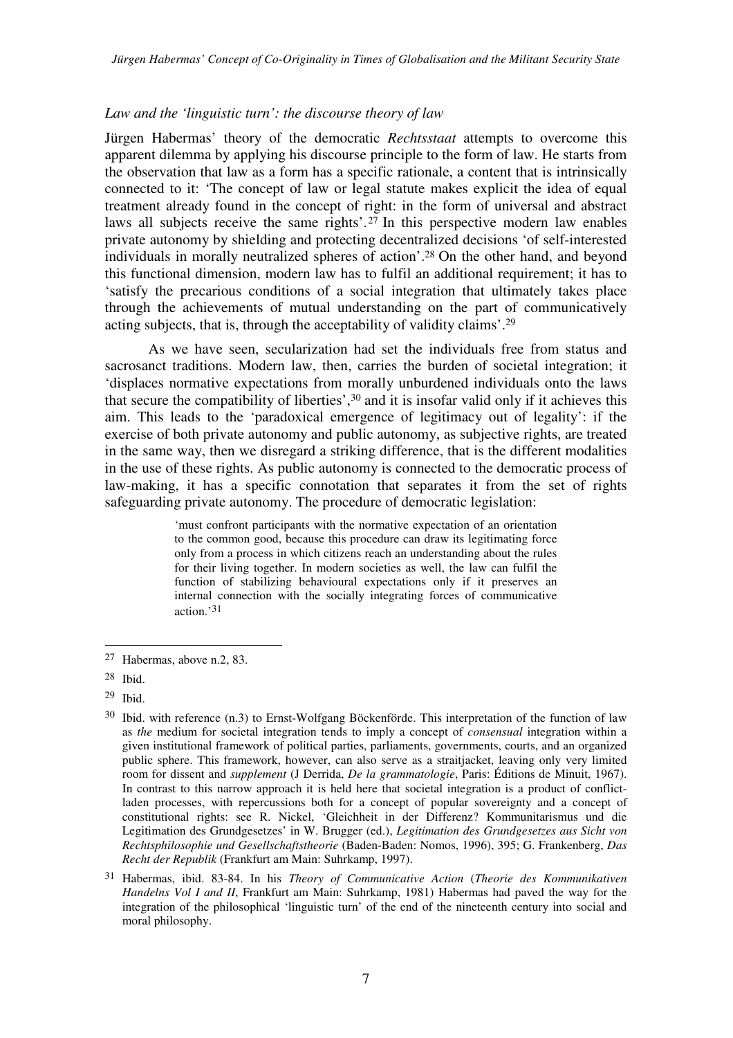*Law and the 'linguistic turn': the discourse theory of law*

Jürgen Habermas' theory of the democratic *Rechtsstaat* attempts to overcome this apparent dilemma by applying his discourse principle to the form of law. He starts from the observation that law as a form has a specific rationale, a content that is intrinsically connected to it: 'The concept of law or legal statute makes explicit the idea of equal treatment already found in the concept of right: in the form of universal and abstract laws all subjects receive the same rights'.[27] In this perspective modern law enables private autonomy by shielding and protecting decentralized decisions 'of self-interested individuals in morally neutralized spheres of action'.[28] On the other hand, and beyond this functional dimension, modern law has to fulfil an additional requirement; it has to 'satisfy the precarious conditions of a social integration that ultimately takes place through the achievements of mutual understanding on the part of communicatively acting subjects, that is, through the acceptability of validity claims'.[29]

As we have seen, secularization had set the individuals free from status and sacrosanct traditions. Modern law, then, carries the burden of societal integration; it 'displaces normative expectations from morally unburdened individuals onto the laws that secure the compatibility of liberties',[30] and it is insofar valid only if it achieves this aim. This leads to the 'paradoxical emergence of legitimacy out of legality': if the exercise of both private autonomy and public autonomy, as subjective rights, are treated in the same way, then we disregard a striking difference, that is the different modalities in the use of these rights. As public autonomy is connected to the democratic process of law-making, it has a specific connotation that separates it from the set of rights safeguarding private autonomy. The procedure of democratic legislation:

> 'must confront participants with the normative expectation of an orientation to the common good, because this procedure can draw its legitimating force only from a process in which citizens reach an understanding about the rules for their living together. In modern societies as well, the law can fulfil the function of stabilizing behavioural expectations only if it preserves an internal connection with the socially integrating forces of communicative action.'[31]

---

[27] Habermas, above n.2, 83.

[28] Ibid.

[29] Ibid.

[30] Ibid. with reference (n.3) to Ernst-Wolfgang Böckenförde. This interpretation of the function of law as *the* medium for societal integration tends to imply a concept of *consensual* integration within a given institutional framework of political parties, parliaments, governments, courts, and an organized public sphere. This framework, however, can also serve as a straitjacket, leaving only very limited room for dissent and *supplement* (J Derrida, *De la grammatologie*, Paris: Éditions de Minuit, 1967). In contrast to this narrow approach it is held here that societal integration is a product of conflict-laden processes, with repercussions both for a concept of popular sovereignty and a concept of constitutional rights: see R. Nickel, 'Gleichheit in der Differenz? Kommunitarismus und die Legitimation des Grundgesetzes' in W. Brugger (ed.), *Legitimation des Grundgesetzes aus Sicht von Rechtsphilosophie und Gesellschaftstheorie* (Baden-Baden: Nomos, 1996), 395; G. Frankenberg, *Das Recht der Republik* (Frankfurt am Main: Suhrkamp, 1997).

[31] Habermas, ibid. 83-84. In his *Theory of Communicative Action* (*Theorie des Kommunikativen Handelns Vol I and II*, Frankfurt am Main: Suhrkamp, 1981) Habermas had paved the way for the integration of the philosophical 'linguistic turn' of the end of the nineteenth century into social and moral philosophy.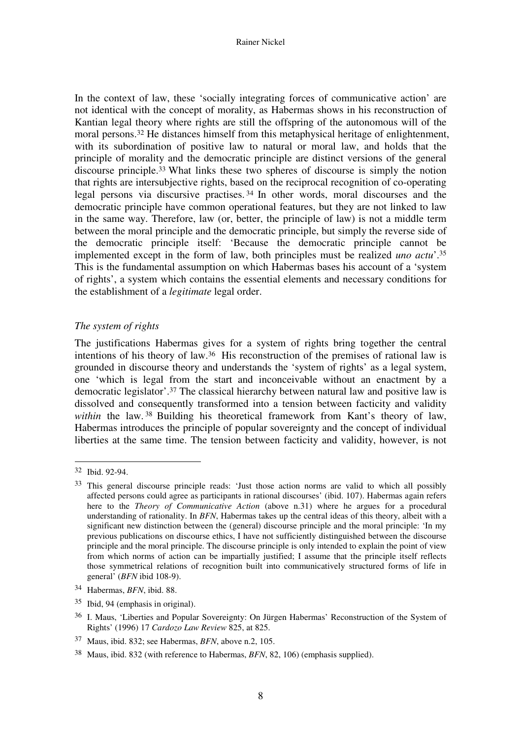In the context of law, these 'socially integrating forces of communicative action' are not identical with the concept of morality, as Habermas shows in his reconstruction of Kantian legal theory where rights are still the offspring of the autonomous will of the moral persons.[32] He distances himself from this metaphysical heritage of enlightenment, with its subordination of positive law to natural or moral law, and holds that the principle of morality and the democratic principle are distinct versions of the general discourse principle.[33] What links these two spheres of discourse is simply the notion that rights are intersubjective rights, based on the reciprocal recognition of co-operating legal persons via discursive practises.[34] In other words, moral discourses and the democratic principle have common operational features, but they are not linked to law in the same way. Therefore, law (or, better, the principle of law) is not a middle term between the moral principle and the democratic principle, but simply the reverse side of the democratic principle itself: 'Because the democratic principle cannot be implemented except in the form of law, both principles must be realized *uno actu*'.[35] This is the fundamental assumption on which Habermas bases his account of a 'system of rights', a system which contains the essential elements and necessary conditions for the establishment of a *legitimate* legal order.

### *The system of rights*

The justifications Habermas gives for a system of rights bring together the central intentions of his theory of law.[36] His reconstruction of the premises of rational law is grounded in discourse theory and understands the 'system of rights' as a legal system, one 'which is legal from the start and inconceivable without an enactment by a democratic legislator'.[37] The classical hierarchy between natural law and positive law is dissolved and consequently transformed into a tension between facticity and validity *within* the law.[38] Building his theoretical framework from Kant's theory of law, Habermas introduces the principle of popular sovereignty and the concept of individual liberties at the same time. The tension between facticity and validity, however, is not

---

[32] Ibid. 92-94.

[33] This general discourse principle reads: 'Just those action norms are valid to which all possibly affected persons could agree as participants in rational discourses' (ibid. 107). Habermas again refers here to the *Theory of Communicative Action* (above n.31) where he argues for a procedural understanding of rationality. In *BFN*, Habermas takes up the central ideas of this theory, albeit with a significant new distinction between the (general) discourse principle and the moral principle: 'In my previous publications on discourse ethics, I have not sufficiently distinguished between the discourse principle and the moral principle. The discourse principle is only intended to explain the point of view from which norms of action can be impartially justified; I assume that the principle itself reflects those symmetrical relations of recognition built into communicatively structured forms of life in general' (*BFN* ibid 108-9).

[34] Habermas, *BFN*, ibid. 88.

[35] Ibid, 94 (emphasis in original).

[36] I. Maus, 'Liberties and Popular Sovereignty: On Jürgen Habermas' Reconstruction of the System of Rights' (1996) 17 *Cardozo Law Review* 825, at 825.

[37] Maus, ibid. 832; see Habermas, *BFN*, above n.2, 105.

[38] Maus, ibid. 832 (with reference to Habermas, *BFN*, 82, 106) (emphasis supplied).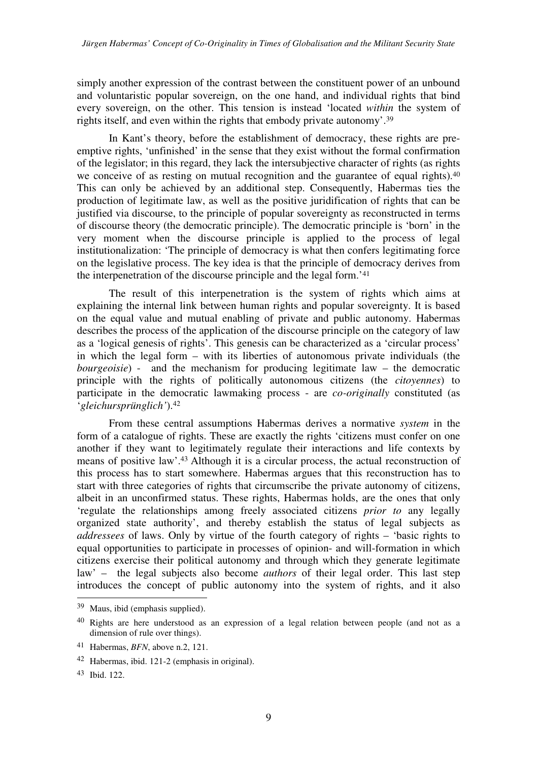simply another expression of the contrast between the constituent power of an unbound and voluntaristic popular sovereign, on the one hand, and individual rights that bind every sovereign, on the other. This tension is instead 'located *within* the system of rights itself, and even within the rights that embody private autonomy'.[39]

In Kant's theory, before the establishment of democracy, these rights are pre-emptive rights, 'unfinished' in the sense that they exist without the formal confirmation of the legislator; in this regard, they lack the intersubjective character of rights (as rights we conceive of as resting on mutual recognition and the guarantee of equal rights).[40] This can only be achieved by an additional step. Consequently, Habermas ties the production of legitimate law, as well as the positive juridification of rights that can be justified via discourse, to the principle of popular sovereignty as reconstructed in terms of discourse theory (the democratic principle). The democratic principle is 'born' in the very moment when the discourse principle is applied to the process of legal institutionalization: 'The principle of democracy is what then confers legitimating force on the legislative process. The key idea is that the principle of democracy derives from the interpenetration of the discourse principle and the legal form.'[41]

The result of this interpenetration is the system of rights which aims at explaining the internal link between human rights and popular sovereignty. It is based on the equal value and mutual enabling of private and public autonomy. Habermas describes the process of the application of the discourse principle on the category of law as a 'logical genesis of rights'. This genesis can be characterized as a 'circular process' in which the legal form – with its liberties of autonomous private individuals (the *bourgeoisie*) - and the mechanism for producing legitimate law – the democratic principle with the rights of politically autonomous citizens (the *citoyennes*) to participate in the democratic lawmaking process - are *co-originally* constituted (as '*gleichursprünglich'*).[42]

From these central assumptions Habermas derives a normative *system* in the form of a catalogue of rights. These are exactly the rights 'citizens must confer on one another if they want to legitimately regulate their interactions and life contexts by means of positive law'.[43] Although it is a circular process, the actual reconstruction of this process has to start somewhere. Habermas argues that this reconstruction has to start with three categories of rights that circumscribe the private autonomy of citizens, albeit in an unconfirmed status. These rights, Habermas holds, are the ones that only 'regulate the relationships among freely associated citizens *prior to* any legally organized state authority', and thereby establish the status of legal subjects as *addressees* of laws. Only by virtue of the fourth category of rights – 'basic rights to equal opportunities to participate in processes of opinion- and will-formation in which citizens exercise their political autonomy and through which they generate legitimate law' – the legal subjects also become *authors* of their legal order. This last step introduces the concept of public autonomy into the system of rights, and it also

---

[39] Maus, ibid (emphasis supplied).

[40] Rights are here understood as an expression of a legal relation between people (and not as a dimension of rule over things).

[41] Habermas, *BFN*, above n.2, 121.

[42] Habermas, ibid. 121-2 (emphasis in original).

[43] Ibid. 122.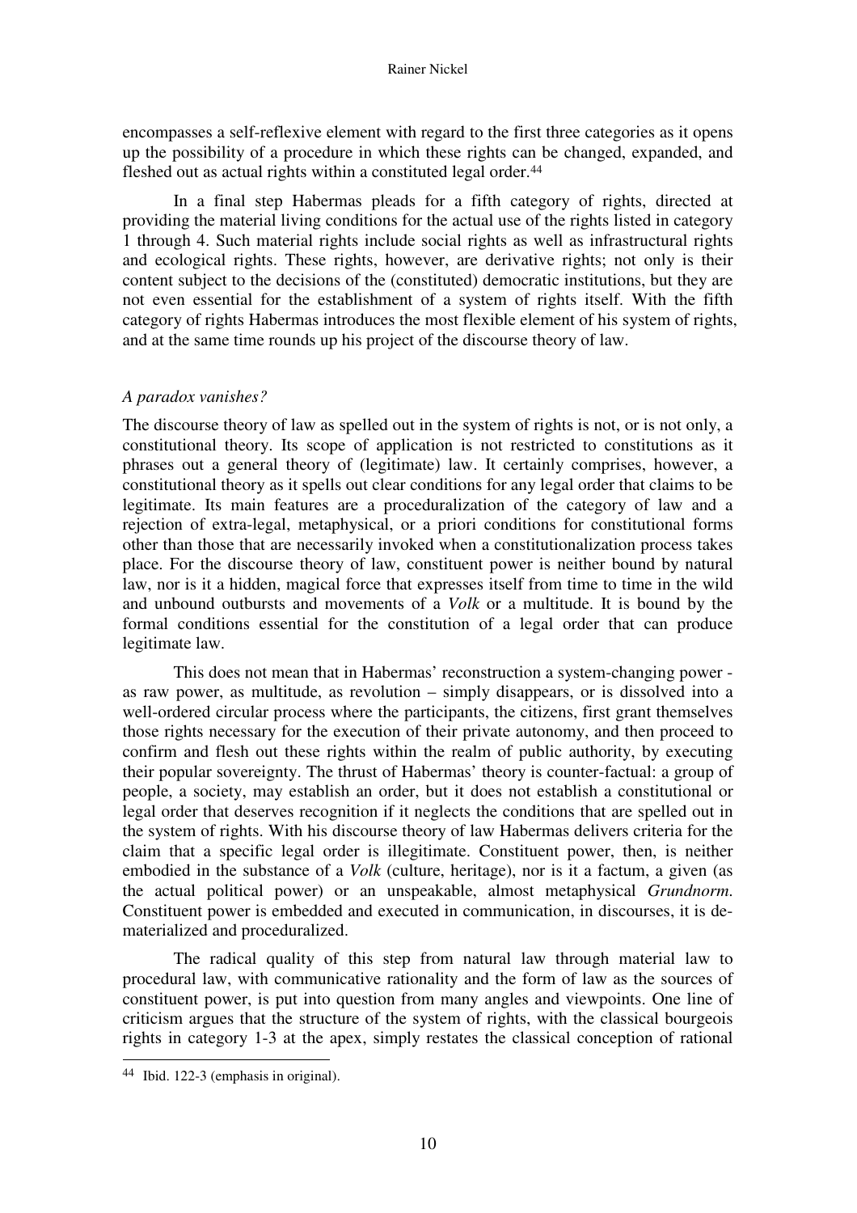encompasses a self-reflexive element with regard to the first three categories as it opens up the possibility of a procedure in which these rights can be changed, expanded, and fleshed out as actual rights within a constituted legal order.[44]

In a final step Habermas pleads for a fifth category of rights, directed at providing the material living conditions for the actual use of the rights listed in category 1 through 4. Such material rights include social rights as well as infrastructural rights and ecological rights. These rights, however, are derivative rights; not only is their content subject to the decisions of the (constituted) democratic institutions, but they are not even essential for the establishment of a system of rights itself. With the fifth category of rights Habermas introduces the most flexible element of his system of rights, and at the same time rounds up his project of the discourse theory of law.

### *A paradox vanishes?*

The discourse theory of law as spelled out in the system of rights is not, or is not only, a constitutional theory. Its scope of application is not restricted to constitutions as it phrases out a general theory of (legitimate) law. It certainly comprises, however, a constitutional theory as it spells out clear conditions for any legal order that claims to be legitimate. Its main features are a proceduralization of the category of law and a rejection of extra-legal, metaphysical, or a priori conditions for constitutional forms other than those that are necessarily invoked when a constitutionalization process takes place. For the discourse theory of law, constituent power is neither bound by natural law, nor is it a hidden, magical force that expresses itself from time to time in the wild and unbound outbursts and movements of a *Volk* or a multitude. It is bound by the formal conditions essential for the constitution of a legal order that can produce legitimate law.

This does not mean that in Habermas' reconstruction a system-changing power - as raw power, as multitude, as revolution – simply disappears, or is dissolved into a well-ordered circular process where the participants, the citizens, first grant themselves those rights necessary for the execution of their private autonomy, and then proceed to confirm and flesh out these rights within the realm of public authority, by executing their popular sovereignty. The thrust of Habermas' theory is counter-factual: a group of people, a society, may establish an order, but it does not establish a constitutional or legal order that deserves recognition if it neglects the conditions that are spelled out in the system of rights. With his discourse theory of law Habermas delivers criteria for the claim that a specific legal order is illegitimate. Constituent power, then, is neither embodied in the substance of a *Volk* (culture, heritage), nor is it a factum, a given (as the actual political power) or an unspeakable, almost metaphysical *Grundnorm.* Constituent power is embedded and executed in communication, in discourses, it is de-materialized and proceduralized.

The radical quality of this step from natural law through material law to procedural law, with communicative rationality and the form of law as the sources of constituent power, is put into question from many angles and viewpoints. One line of criticism argues that the structure of the system of rights, with the classical bourgeois rights in category 1-3 at the apex, simply restates the classical conception of rational

---

[44] Ibid. 122-3 (emphasis in original).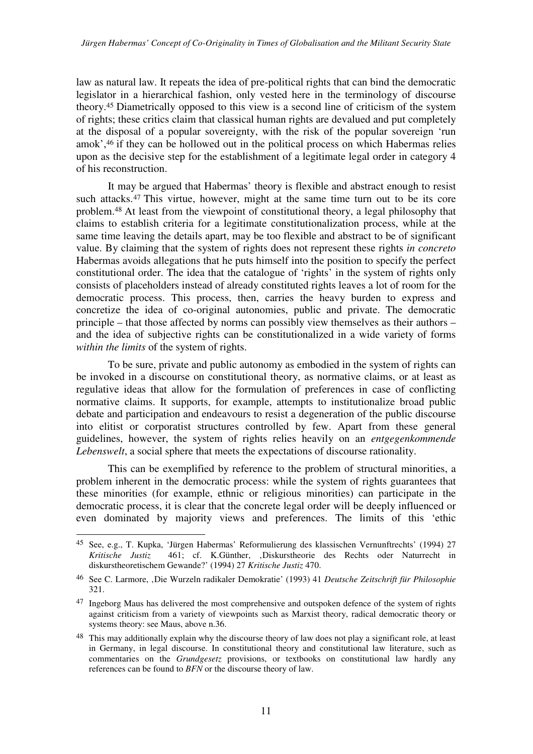law as natural law. It repeats the idea of pre-political rights that can bind the democratic legislator in a hierarchical fashion, only vested here in the terminology of discourse theory.[45] Diametrically opposed to this view is a second line of criticism of the system of rights; these critics claim that classical human rights are devalued and put completely at the disposal of a popular sovereignty, with the risk of the popular sovereign 'run amok',[46] if they can be hollowed out in the political process on which Habermas relies upon as the decisive step for the establishment of a legitimate legal order in category 4 of his reconstruction.

It may be argued that Habermas' theory is flexible and abstract enough to resist such attacks.[47] This virtue, however, might at the same time turn out to be its core problem.[48] At least from the viewpoint of constitutional theory, a legal philosophy that claims to establish criteria for a legitimate constitutionalization process, while at the same time leaving the details apart, may be too flexible and abstract to be of significant value. By claiming that the system of rights does not represent these rights *in concreto* Habermas avoids allegations that he puts himself into the position to specify the perfect constitutional order. The idea that the catalogue of 'rights' in the system of rights only consists of placeholders instead of already constituted rights leaves a lot of room for the democratic process. This process, then, carries the heavy burden to express and concretize the idea of co-original autonomies, public and private. The democratic principle – that those affected by norms can possibly view themselves as their authors – and the idea of subjective rights can be constitutionalized in a wide variety of forms *within the limits* of the system of rights.

To be sure, private and public autonomy as embodied in the system of rights can be invoked in a discourse on constitutional theory, as normative claims, or at least as regulative ideas that allow for the formulation of preferences in case of conflicting normative claims. It supports, for example, attempts to institutionalize broad public debate and participation and endeavours to resist a degeneration of the public discourse into elitist or corporatist structures controlled by few. Apart from these general guidelines, however, the system of rights relies heavily on an *entgegenkommende Lebenswelt*, a social sphere that meets the expectations of discourse rationality.

This can be exemplified by reference to the problem of structural minorities, a problem inherent in the democratic process: while the system of rights guarantees that these minorities (for example, ethnic or religious minorities) can participate in the democratic process, it is clear that the concrete legal order will be deeply influenced or even dominated by majority views and preferences. The limits of this 'ethic

---

[45] See, e.g., T. Kupka, 'Jürgen Habermas' Reformulierung des klassischen Vernunftrechts' (1994) 27 *Kritische Justiz* 461; cf. K.Günther, ‚Diskurstheorie des Rechts oder Naturrecht in diskurstheoretischem Gewande?' (1994) 27 *Kritische Justiz* 470.

[46] See C. Larmore, ‚Die Wurzeln radikaler Demokratie' (1993) 41 *Deutsche Zeitschrift für Philosophie* 321.

[47] Ingeborg Maus has delivered the most comprehensive and outspoken defence of the system of rights against criticism from a variety of viewpoints such as Marxist theory, radical democratic theory or systems theory: see Maus, above n.36.

[48] This may additionally explain why the discourse theory of law does not play a significant role, at least in Germany, in legal discourse. In constitutional theory and constitutional law literature, such as commentaries on the *Grundgesetz* provisions, or textbooks on constitutional law hardly any references can be found to *BFN* or the discourse theory of law.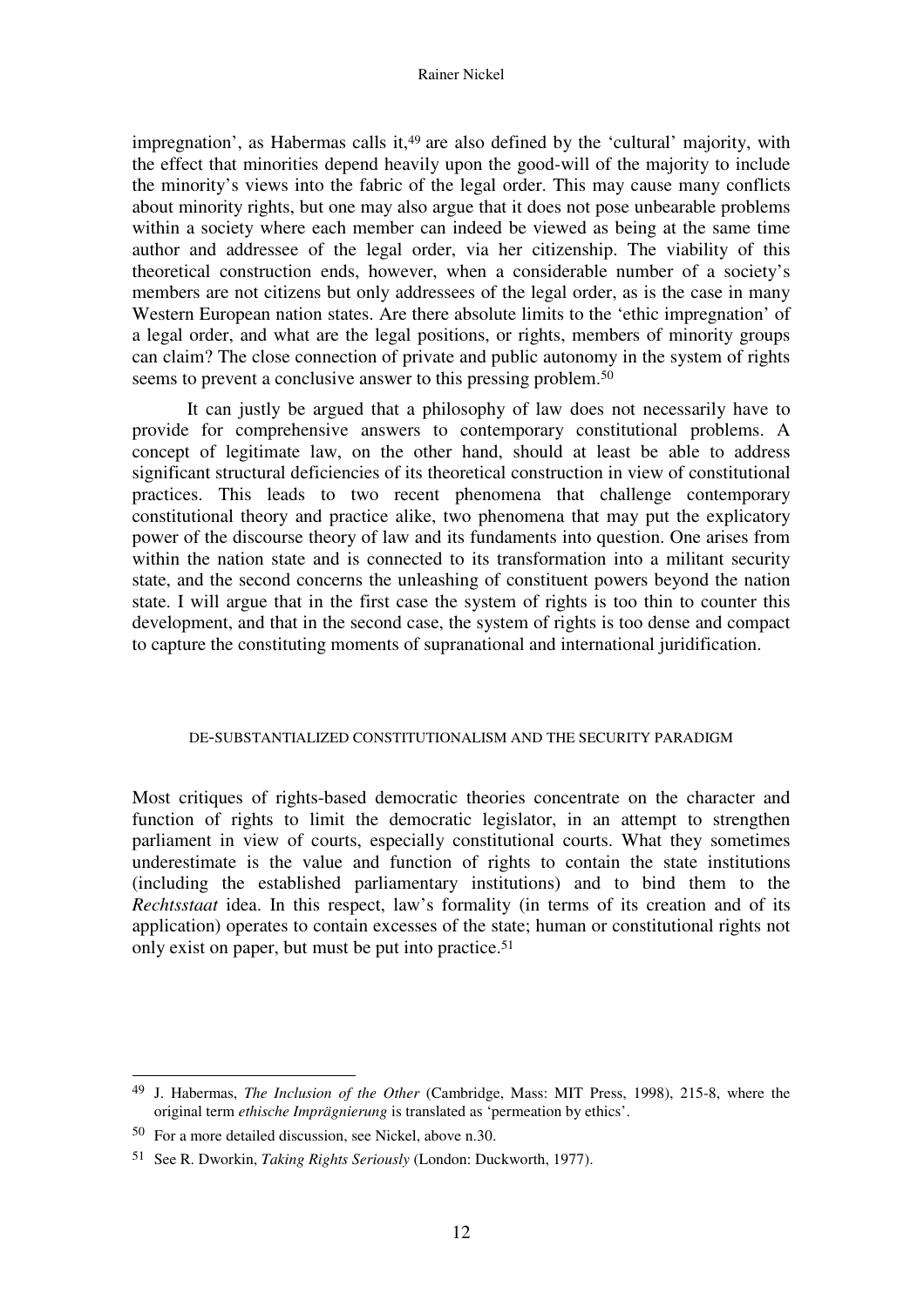impregnation', as Habermas calls it,[49] are also defined by the 'cultural' majority, with the effect that minorities depend heavily upon the good-will of the majority to include the minority's views into the fabric of the legal order. This may cause many conflicts about minority rights, but one may also argue that it does not pose unbearable problems within a society where each member can indeed be viewed as being at the same time author and addressee of the legal order, via her citizenship. The viability of this theoretical construction ends, however, when a considerable number of a society's members are not citizens but only addressees of the legal order, as is the case in many Western European nation states. Are there absolute limits to the 'ethic impregnation' of a legal order, and what are the legal positions, or rights, members of minority groups can claim? The close connection of private and public autonomy in the system of rights seems to prevent a conclusive answer to this pressing problem.[50]

It can justly be argued that a philosophy of law does not necessarily have to provide for comprehensive answers to contemporary constitutional problems. A concept of legitimate law, on the other hand, should at least be able to address significant structural deficiencies of its theoretical construction in view of constitutional practices. This leads to two recent phenomena that challenge contemporary constitutional theory and practice alike, two phenomena that may put the explicatory power of the discourse theory of law and its fundaments into question. One arises from within the nation state and is connected to its transformation into a militant security state, and the second concerns the unleashing of constituent powers beyond the nation state. I will argue that in the first case the system of rights is too thin to counter this development, and that in the second case, the system of rights is too dense and compact to capture the constituting moments of supranational and international juridification.

## DE-SUBSTANTIALIZED CONSTITUTIONALISM AND THE SECURITY PARADIGM

Most critiques of rights-based democratic theories concentrate on the character and function of rights to limit the democratic legislator, in an attempt to strengthen parliament in view of courts, especially constitutional courts. What they sometimes underestimate is the value and function of rights to contain the state institutions (including the established parliamentary institutions) and to bind them to the *Rechtsstaat* idea. In this respect, law's formality (in terms of its creation and of its application) operates to contain excesses of the state; human or constitutional rights not only exist on paper, but must be put into practice.[51]

---

[49] J. Habermas, *The Inclusion of the Other* (Cambridge, Mass: MIT Press, 1998), 215-8, where the original term *ethische Imprägnierung* is translated as 'permeation by ethics'.

[50] For a more detailed discussion, see Nickel, above n.30.

[51] See R. Dworkin, *Taking Rights Seriously* (London: Duckworth, 1977).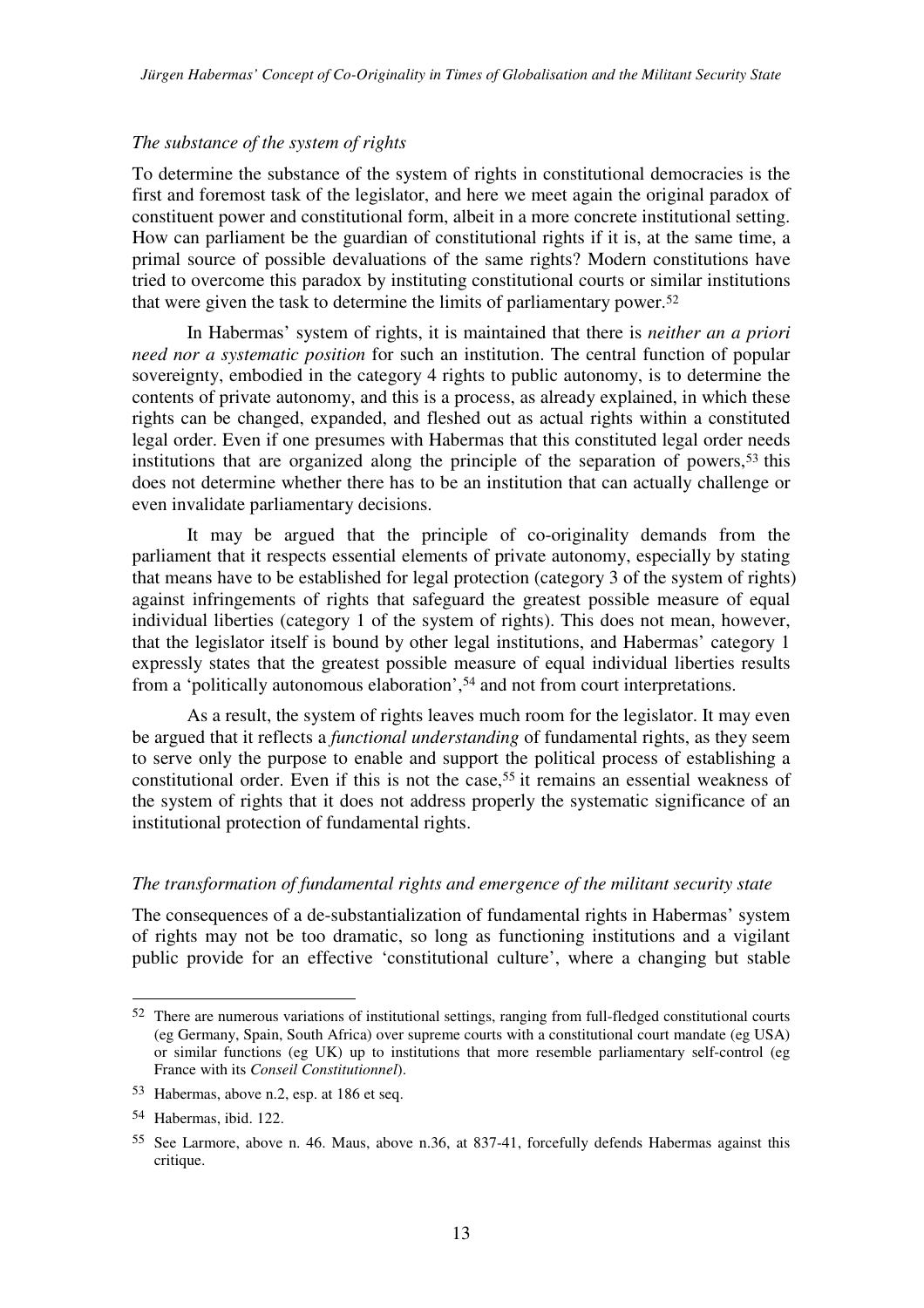*The substance of the system of rights*

To determine the substance of the system of rights in constitutional democracies is the first and foremost task of the legislator, and here we meet again the original paradox of constituent power and constitutional form, albeit in a more concrete institutional setting. How can parliament be the guardian of constitutional rights if it is, at the same time, a primal source of possible devaluations of the same rights? Modern constitutions have tried to overcome this paradox by instituting constitutional courts or similar institutions that were given the task to determine the limits of parliamentary power.[52]

In Habermas' system of rights, it is maintained that there is *neither an a priori need nor a systematic position* for such an institution. The central function of popular sovereignty, embodied in the category 4 rights to public autonomy, is to determine the contents of private autonomy, and this is a process, as already explained, in which these rights can be changed, expanded, and fleshed out as actual rights within a constituted legal order. Even if one presumes with Habermas that this constituted legal order needs institutions that are organized along the principle of the separation of powers,[53] this does not determine whether there has to be an institution that can actually challenge or even invalidate parliamentary decisions.

It may be argued that the principle of co-originality demands from the parliament that it respects essential elements of private autonomy, especially by stating that means have to be established for legal protection (category 3 of the system of rights) against infringements of rights that safeguard the greatest possible measure of equal individual liberties (category 1 of the system of rights). This does not mean, however, that the legislator itself is bound by other legal institutions, and Habermas' category 1 expressly states that the greatest possible measure of equal individual liberties results from a 'politically autonomous elaboration',[54] and not from court interpretations.

As a result, the system of rights leaves much room for the legislator. It may even be argued that it reflects a *functional understanding* of fundamental rights, as they seem to serve only the purpose to enable and support the political process of establishing a constitutional order. Even if this is not the case,[55] it remains an essential weakness of the system of rights that it does not address properly the systematic significance of an institutional protection of fundamental rights.

*The transformation of fundamental rights and emergence of the militant security state*

The consequences of a de-substantialization of fundamental rights in Habermas' system of rights may not be too dramatic, so long as functioning institutions and a vigilant public provide for an effective 'constitutional culture', where a changing but stable

---

[52] There are numerous variations of institutional settings, ranging from full-fledged constitutional courts (eg Germany, Spain, South Africa) over supreme courts with a constitutional court mandate (eg USA) or similar functions (eg UK) up to institutions that more resemble parliamentary self-control (eg France with its *Conseil Constitutionnel*).

[53] Habermas, above n.2, esp. at 186 et seq.

[54] Habermas, ibid. 122.

[55] See Larmore, above n. 46. Maus, above n.36, at 837-41, forcefully defends Habermas against this critique.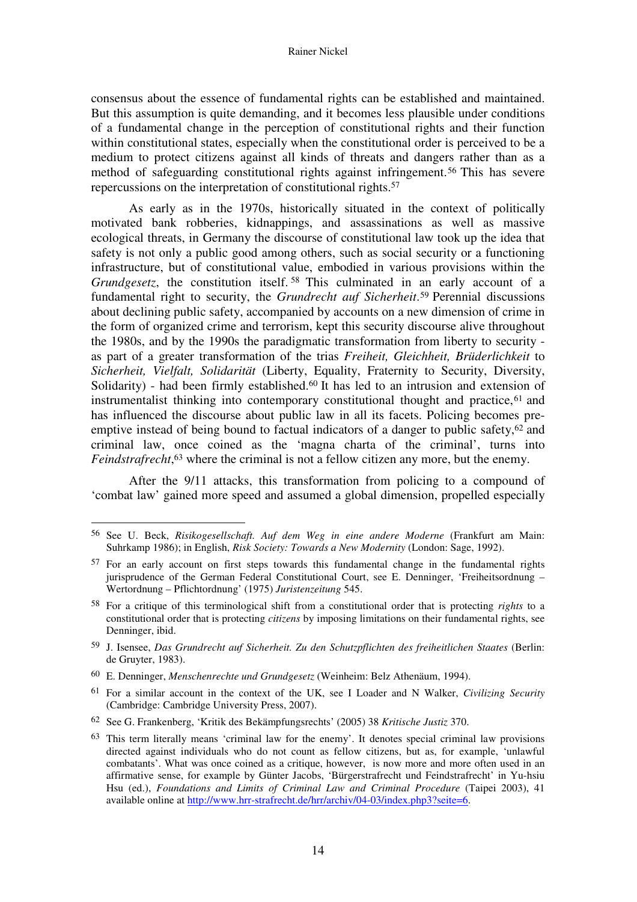consensus about the essence of fundamental rights can be established and maintained. But this assumption is quite demanding, and it becomes less plausible under conditions of a fundamental change in the perception of constitutional rights and their function within constitutional states, especially when the constitutional order is perceived to be a medium to protect citizens against all kinds of threats and dangers rather than as a method of safeguarding constitutional rights against infringement.[56] This has severe repercussions on the interpretation of constitutional rights.[57]

As early as in the 1970s, historically situated in the context of politically motivated bank robberies, kidnappings, and assassinations as well as massive ecological threats, in Germany the discourse of constitutional law took up the idea that safety is not only a public good among others, such as social security or a functioning infrastructure, but of constitutional value, embodied in various provisions within the *Grundgesetz*, the constitution itself.[58] This culminated in an early account of a fundamental right to security, the *Grundrecht auf Sicherheit*.[59] Perennial discussions about declining public safety, accompanied by accounts on a new dimension of crime in the form of organized crime and terrorism, kept this security discourse alive throughout the 1980s, and by the 1990s the paradigmatic transformation from liberty to security - as part of a greater transformation of the trias *Freiheit, Gleichheit, Brüderlichkeit* to *Sicherheit, Vielfalt, Solidarität* (Liberty, Equality, Fraternity to Security, Diversity, Solidarity) - had been firmly established.[60] It has led to an intrusion and extension of instrumentalist thinking into contemporary constitutional thought and practice,[61] and has influenced the discourse about public law in all its facets. Policing becomes pre-emptive instead of being bound to factual indicators of a danger to public safety,[62] and criminal law, once coined as the 'magna charta of the criminal', turns into *Feindstrafrecht*,[63] where the criminal is not a fellow citizen any more, but the enemy.

After the 9/11 attacks, this transformation from policing to a compound of 'combat law' gained more speed and assumed a global dimension, propelled especially

---

[56] See U. Beck, *Risikogesellschaft. Auf dem Weg in eine andere Moderne* (Frankfurt am Main: Suhrkamp 1986); in English, *Risk Society: Towards a New Modernity* (London: Sage, 1992).

[57] For an early account on first steps towards this fundamental change in the fundamental rights jurisprudence of the German Federal Constitutional Court, see E. Denninger, 'Freiheitsordnung – Wertordnung – Pflichtordnung' (1975) *Juristenzeitung* 545.

[58] For a critique of this terminological shift from a constitutional order that is protecting *rights* to a constitutional order that is protecting *citizens* by imposing limitations on their fundamental rights, see Denninger, ibid.

[59] J. Isensee, *Das Grundrecht auf Sicherheit. Zu den Schutzpflichten des freiheitlichen Staates* (Berlin: de Gruyter, 1983).

[60] E. Denninger, *Menschenrechte und Grundgesetz* (Weinheim: Belz Athenäum, 1994).

[61] For a similar account in the context of the UK, see I Loader and N Walker, *Civilizing Security* (Cambridge: Cambridge University Press, 2007).

[62] See G. Frankenberg, 'Kritik des Bekämpfungsrechts' (2005) 38 *Kritische Justiz* 370.

[63] This term literally means 'criminal law for the enemy'. It denotes special criminal law provisions directed against individuals who do not count as fellow citizens, but as, for example, 'unlawful combatants'. What was once coined as a critique, however, is now more and more often used in an affirmative sense, for example by Günter Jacobs, 'Bürgerstrafrecht und Feindstrafrecht' in Yu-hsiu Hsu (ed.), *Foundations and Limits of Criminal Law and Criminal Procedure* (Taipei 2003), 41 available online at http://www.hrr-strafrecht.de/hrr/archiv/04-03/index.php3?seite=6.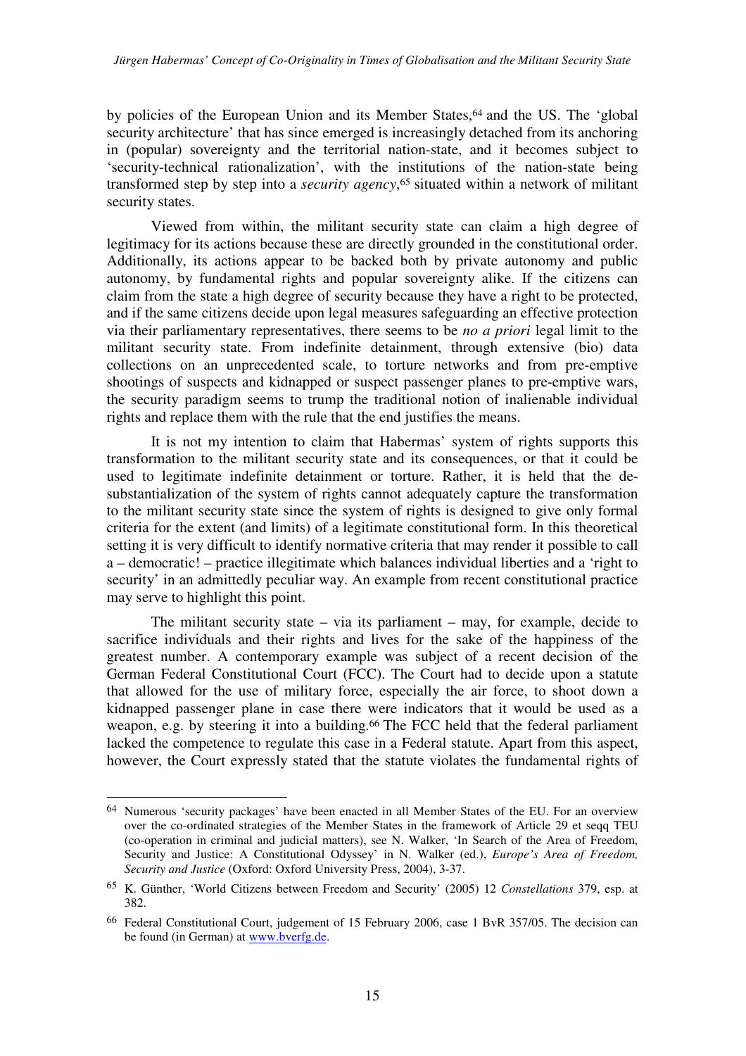by policies of the European Union and its Member States,[64] and the US. The 'global security architecture' that has since emerged is increasingly detached from its anchoring in (popular) sovereignty and the territorial nation-state, and it becomes subject to 'security-technical rationalization', with the institutions of the nation-state being transformed step by step into a *security agency*,[65] situated within a network of militant security states.

Viewed from within, the militant security state can claim a high degree of legitimacy for its actions because these are directly grounded in the constitutional order. Additionally, its actions appear to be backed both by private autonomy and public autonomy, by fundamental rights and popular sovereignty alike. If the citizens can claim from the state a high degree of security because they have a right to be protected, and if the same citizens decide upon legal measures safeguarding an effective protection via their parliamentary representatives, there seems to be *no a priori* legal limit to the militant security state. From indefinite detainment, through extensive (bio) data collections on an unprecedented scale, to torture networks and from pre-emptive shootings of suspects and kidnapped or suspect passenger planes to pre-emptive wars, the security paradigm seems to trump the traditional notion of inalienable individual rights and replace them with the rule that the end justifies the means.

It is not my intention to claim that Habermas' system of rights supports this transformation to the militant security state and its consequences, or that it could be used to legitimate indefinite detainment or torture. Rather, it is held that the de-substantialization of the system of rights cannot adequately capture the transformation to the militant security state since the system of rights is designed to give only formal criteria for the extent (and limits) of a legitimate constitutional form. In this theoretical setting it is very difficult to identify normative criteria that may render it possible to call a – democratic! – practice illegitimate which balances individual liberties and a 'right to security' in an admittedly peculiar way. An example from recent constitutional practice may serve to highlight this point.

The militant security state – via its parliament – may, for example, decide to sacrifice individuals and their rights and lives for the sake of the happiness of the greatest number. A contemporary example was subject of a recent decision of the German Federal Constitutional Court (FCC). The Court had to decide upon a statute that allowed for the use of military force, especially the air force, to shoot down a kidnapped passenger plane in case there were indicators that it would be used as a weapon, e.g. by steering it into a building.[66] The FCC held that the federal parliament lacked the competence to regulate this case in a Federal statute. Apart from this aspect, however, the Court expressly stated that the statute violates the fundamental rights of

---

[64] Numerous 'security packages' have been enacted in all Member States of the EU. For an overview over the co-ordinated strategies of the Member States in the framework of Article 29 et seqq TEU (co-operation in criminal and judicial matters), see N. Walker, 'In Search of the Area of Freedom, Security and Justice: A Constitutional Odyssey' in N. Walker (ed.), *Europe's Area of Freedom, Security and Justice* (Oxford: Oxford University Press, 2004), 3-37.

[65] K. Günther, 'World Citizens between Freedom and Security' (2005) 12 *Constellations* 379, esp. at 382.

[66] Federal Constitutional Court, judgement of 15 February 2006, case 1 BvR 357/05. The decision can be found (in German) at www.bverfg.de.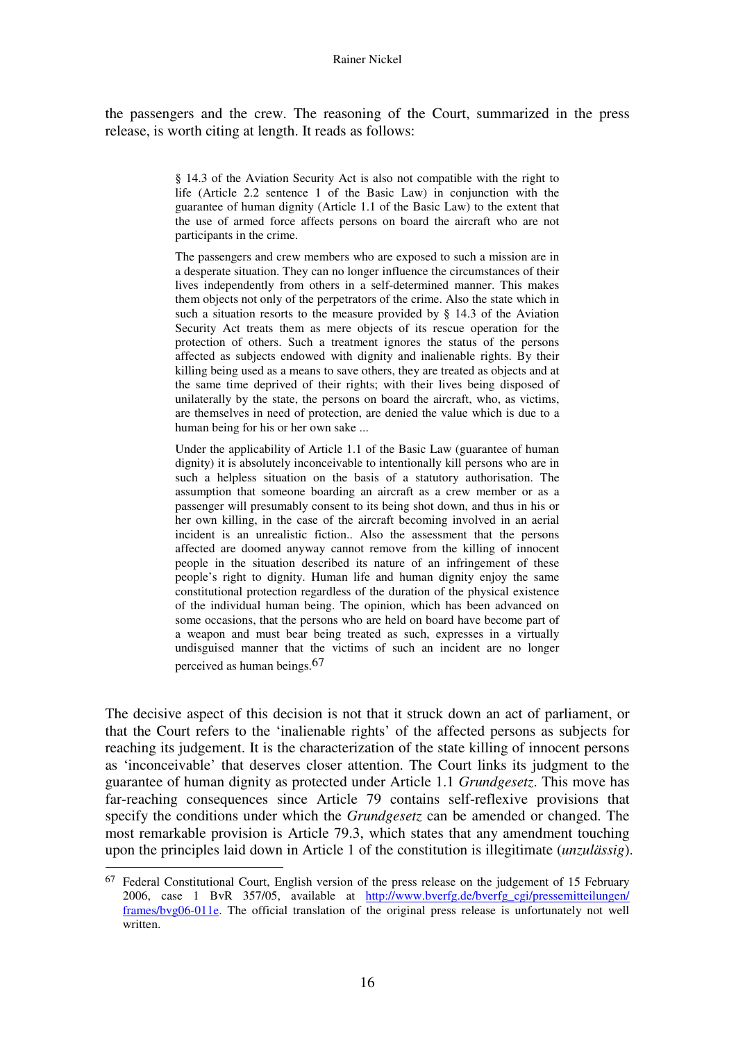the passengers and the crew. The reasoning of the Court, summarized in the press release, is worth citing at length. It reads as follows:

> § 14.3 of the Aviation Security Act is also not compatible with the right to life (Article 2.2 sentence 1 of the Basic Law) in conjunction with the guarantee of human dignity (Article 1.1 of the Basic Law) to the extent that the use of armed force affects persons on board the aircraft who are not participants in the crime.
>
> The passengers and crew members who are exposed to such a mission are in a desperate situation. They can no longer influence the circumstances of their lives independently from others in a self-determined manner. This makes them objects not only of the perpetrators of the crime. Also the state which in such a situation resorts to the measure provided by § 14.3 of the Aviation Security Act treats them as mere objects of its rescue operation for the protection of others. Such a treatment ignores the status of the persons affected as subjects endowed with dignity and inalienable rights. By their killing being used as a means to save others, they are treated as objects and at the same time deprived of their rights; with their lives being disposed of unilaterally by the state, the persons on board the aircraft, who, as victims, are themselves in need of protection, are denied the value which is due to a human being for his or her own sake ...
>
> Under the applicability of Article 1.1 of the Basic Law (guarantee of human dignity) it is absolutely inconceivable to intentionally kill persons who are in such a helpless situation on the basis of a statutory authorisation. The assumption that someone boarding an aircraft as a crew member or as a passenger will presumably consent to its being shot down, and thus in his or her own killing, in the case of the aircraft becoming involved in an aerial incident is an unrealistic fiction.. Also the assessment that the persons affected are doomed anyway cannot remove from the killing of innocent people in the situation described its nature of an infringement of these people's right to dignity. Human life and human dignity enjoy the same constitutional protection regardless of the duration of the physical existence of the individual human being. The opinion, which has been advanced on some occasions, that the persons who are held on board have become part of a weapon and must bear being treated as such, expresses in a virtually undisguised manner that the victims of such an incident are no longer perceived as human beings.[67]

The decisive aspect of this decision is not that it struck down an act of parliament, or that the Court refers to the 'inalienable rights' of the affected persons as subjects for reaching its judgement. It is the characterization of the state killing of innocent persons as 'inconceivable' that deserves closer attention. The Court links its judgment to the guarantee of human dignity as protected under Article 1.1 *Grundgesetz*. This move has far-reaching consequences since Article 79 contains self-reflexive provisions that specify the conditions under which the *Grundgesetz* can be amended or changed. The most remarkable provision is Article 79.3, which states that any amendment touching upon the principles laid down in Article 1 of the constitution is illegitimate (*unzulässig*).

---

[67] Federal Constitutional Court, English version of the press release on the judgement of 15 February 2006, case 1 BvR 357/05, available at http://www.bverfg.de/bverfg_cgi/pressemitteilungen/frames/bvg06-011e. The official translation of the original press release is unfortunately not well written.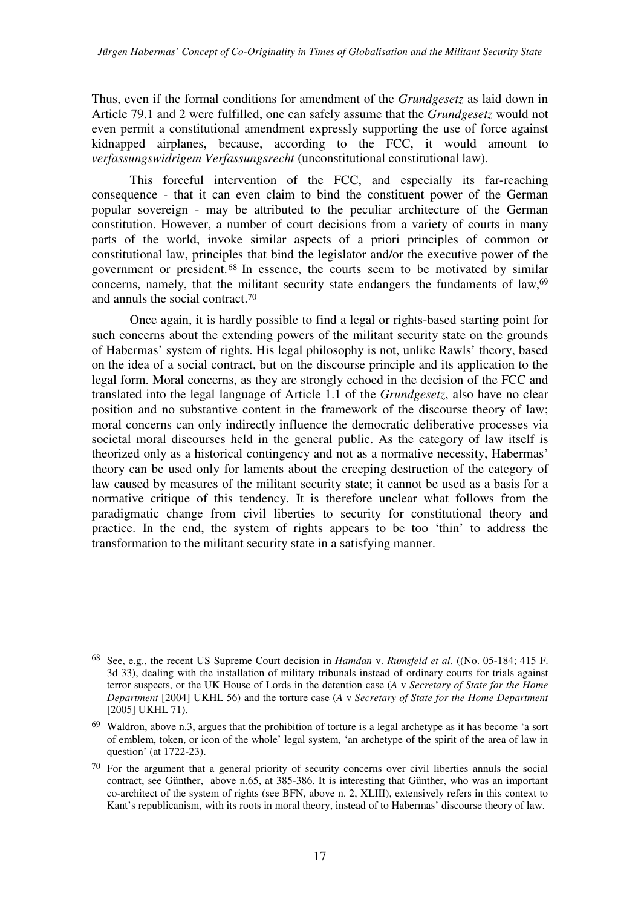Thus, even if the formal conditions for amendment of the *Grundgesetz* as laid down in Article 79.1 and 2 were fulfilled, one can safely assume that the *Grundgesetz* would not even permit a constitutional amendment expressly supporting the use of force against kidnapped airplanes, because, according to the FCC, it would amount to *verfassungswidrigem Verfassungsrecht* (unconstitutional constitutional law).

This forceful intervention of the FCC, and especially its far-reaching consequence - that it can even claim to bind the constituent power of the German popular sovereign - may be attributed to the peculiar architecture of the German constitution. However, a number of court decisions from a variety of courts in many parts of the world, invoke similar aspects of a priori principles of common or constitutional law, principles that bind the legislator and/or the executive power of the government or president.[68] In essence, the courts seem to be motivated by similar concerns, namely, that the militant security state endangers the fundaments of law,[69] and annuls the social contract.[70]

Once again, it is hardly possible to find a legal or rights-based starting point for such concerns about the extending powers of the militant security state on the grounds of Habermas' system of rights. His legal philosophy is not, unlike Rawls' theory, based on the idea of a social contract, but on the discourse principle and its application to the legal form. Moral concerns, as they are strongly echoed in the decision of the FCC and translated into the legal language of Article 1.1 of the *Grundgesetz*, also have no clear position and no substantive content in the framework of the discourse theory of law; moral concerns can only indirectly influence the democratic deliberative processes via societal moral discourses held in the general public. As the category of law itself is theorized only as a historical contingency and not as a normative necessity, Habermas' theory can be used only for laments about the creeping destruction of the category of law caused by measures of the militant security state; it cannot be used as a basis for a normative critique of this tendency. It is therefore unclear what follows from the paradigmatic change from civil liberties to security for constitutional theory and practice. In the end, the system of rights appears to be too 'thin' to address the transformation to the militant security state in a satisfying manner.

---

[68] See, e.g., the recent US Supreme Court decision in *Hamdan* v. *Rumsfeld et al*. ((No. 05-184; 415 F. 3d 33), dealing with the installation of military tribunals instead of ordinary courts for trials against terror suspects, or the UK House of Lords in the detention case (*A* v *Secretary of State for the Home Department* [2004] UKHL 56) and the torture case (*A* v *Secretary of State for the Home Department* [2005] UKHL 71).

[69] Waldron, above n.3, argues that the prohibition of torture is a legal archetype as it has become 'a sort of emblem, token, or icon of the whole' legal system, 'an archetype of the spirit of the area of law in question' (at 1722-23).

[70] For the argument that a general priority of security concerns over civil liberties annuls the social contract, see Günther, above n.65, at 385-386. It is interesting that Günther, who was an important co-architect of the system of rights (see BFN, above n. 2, XLIII), extensively refers in this context to Kant's republicanism, with its roots in moral theory, instead of to Habermas' discourse theory of law.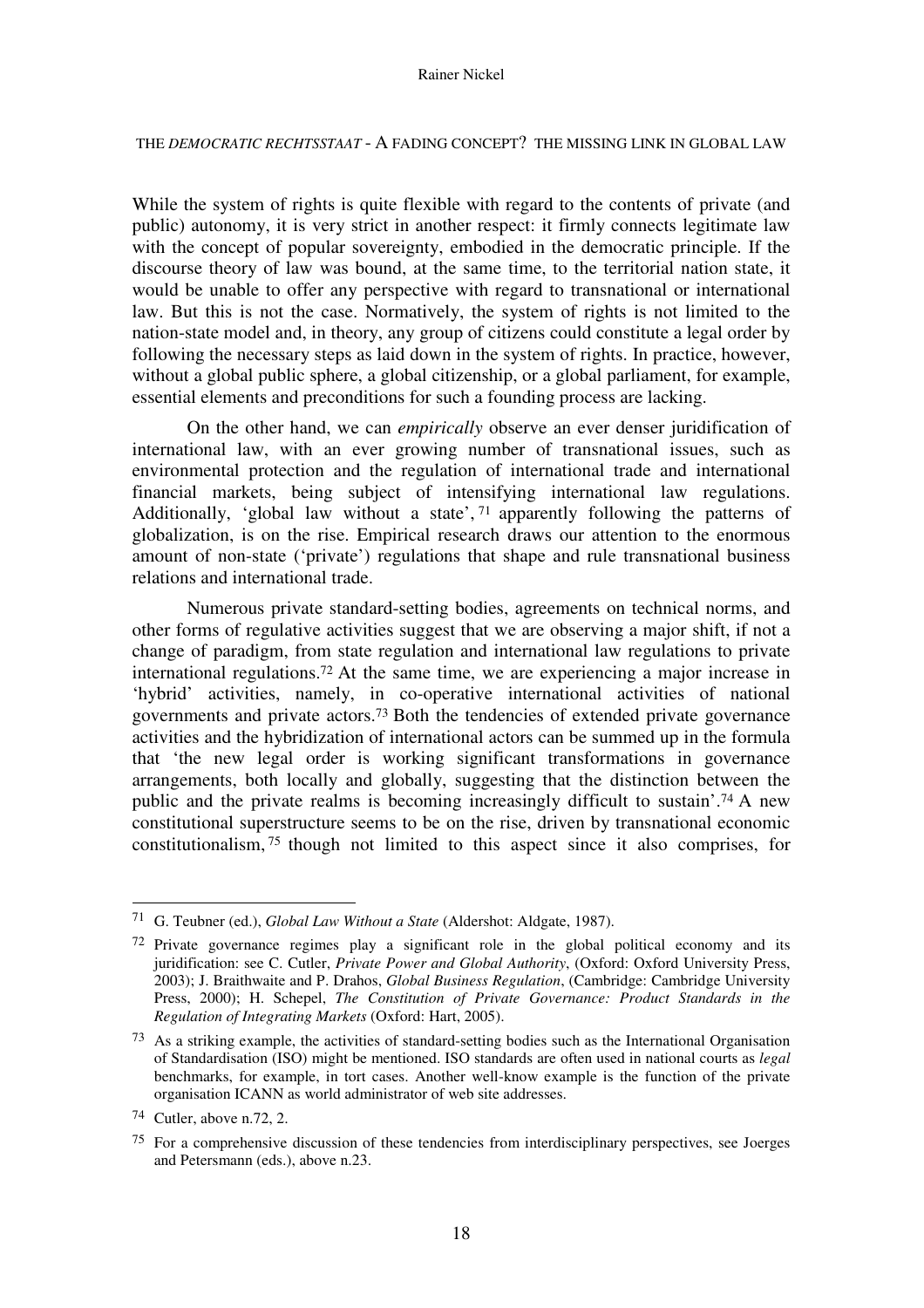While the system of rights is quite flexible with regard to the contents of private (and public) autonomy, it is very strict in another respect: it firmly connects legitimate law with the concept of popular sovereignty, embodied in the democratic principle. If the discourse theory of law was bound, at the same time, to the territorial nation state, it would be unable to offer any perspective with regard to transnational or international law. But this is not the case. Normatively, the system of rights is not limited to the nation-state model and, in theory, any group of citizens could constitute a legal order by following the necessary steps as laid down in the system of rights. In practice, however, without a global public sphere, a global citizenship, or a global parliament, for example, essential elements and preconditions for such a founding process are lacking.

On the other hand, we can *empirically* observe an ever denser juridification of international law, with an ever growing number of transnational issues, such as environmental protection and the regulation of international trade and international financial markets, being subject of intensifying international law regulations. Additionally, 'global law without a state',[71] apparently following the patterns of globalization, is on the rise. Empirical research draws our attention to the enormous amount of non-state ('private') regulations that shape and rule transnational business relations and international trade.

Numerous private standard-setting bodies, agreements on technical norms, and other forms of regulative activities suggest that we are observing a major shift, if not a change of paradigm, from state regulation and international law regulations to private international regulations.[72] At the same time, we are experiencing a major increase in 'hybrid' activities, namely, in co-operative international activities of national governments and private actors.[73] Both the tendencies of extended private governance activities and the hybridization of international actors can be summed up in the formula that 'the new legal order is working significant transformations in governance arrangements, both locally and globally, suggesting that the distinction between the public and the private realms is becoming increasingly difficult to sustain'.[74] A new constitutional superstructure seems to be on the rise, driven by transnational economic constitutionalism,[75] though not limited to this aspect since it also comprises, for

---

[71] G. Teubner (ed.), *Global Law Without a State* (Aldershot: Aldgate, 1987).

[72] Private governance regimes play a significant role in the global political economy and its juridification: see C. Cutler, *Private Power and Global Authority*, (Oxford: Oxford University Press, 2003); J. Braithwaite and P. Drahos, *Global Business Regulation*, (Cambridge: Cambridge University Press, 2000); H. Schepel, *The Constitution of Private Governance: Product Standards in the Regulation of Integrating Markets* (Oxford: Hart, 2005).

[73] As a striking example, the activities of standard-setting bodies such as the International Organisation of Standardisation (ISO) might be mentioned. ISO standards are often used in national courts as *legal* benchmarks, for example, in tort cases. Another well-know example is the function of the private organisation ICANN as world administrator of web site addresses.

[74] Cutler, above n.72, 2.

[75] For a comprehensive discussion of these tendencies from interdisciplinary perspectives, see Joerges and Petersmann (eds.), above n.23.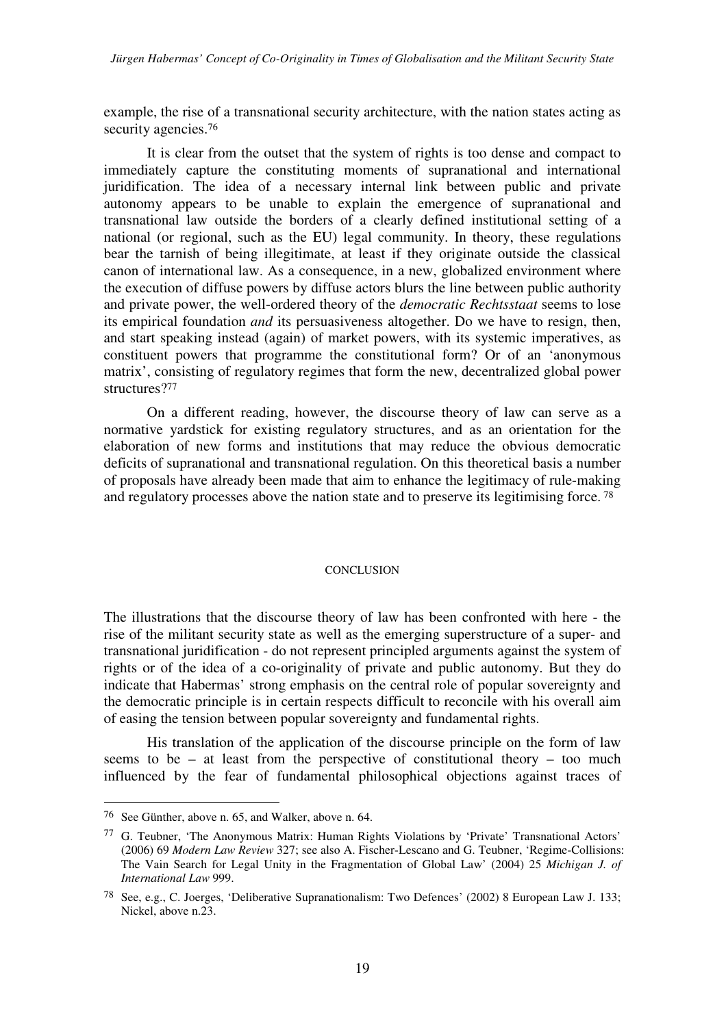example, the rise of a transnational security architecture, with the nation states acting as security agencies.[76]

It is clear from the outset that the system of rights is too dense and compact to immediately capture the constituting moments of supranational and international juridification. The idea of a necessary internal link between public and private autonomy appears to be unable to explain the emergence of supranational and transnational law outside the borders of a clearly defined institutional setting of a national (or regional, such as the EU) legal community. In theory, these regulations bear the tarnish of being illegitimate, at least if they originate outside the classical canon of international law. As a consequence, in a new, globalized environment where the execution of diffuse powers by diffuse actors blurs the line between public authority and private power, the well-ordered theory of the *democratic Rechtsstaat* seems to lose its empirical foundation *and* its persuasiveness altogether. Do we have to resign, then, and start speaking instead (again) of market powers, with its systemic imperatives, as constituent powers that programme the constitutional form? Or of an 'anonymous matrix', consisting of regulatory regimes that form the new, decentralized global power structures?[77]

On a different reading, however, the discourse theory of law can serve as a normative yardstick for existing regulatory structures, and as an orientation for the elaboration of new forms and institutions that may reduce the obvious democratic deficits of supranational and transnational regulation. On this theoretical basis a number of proposals have already been made that aim to enhance the legitimacy of rule-making and regulatory processes above the nation state and to preserve its legitimising force.[78]

## CONCLUSION

The illustrations that the discourse theory of law has been confronted with here - the rise of the militant security state as well as the emerging superstructure of a super- and transnational juridification - do not represent principled arguments against the system of rights or of the idea of a co-originality of private and public autonomy. But they do indicate that Habermas' strong emphasis on the central role of popular sovereignty and the democratic principle is in certain respects difficult to reconcile with his overall aim of easing the tension between popular sovereignty and fundamental rights.

His translation of the application of the discourse principle on the form of law seems to be – at least from the perspective of constitutional theory – too much influenced by the fear of fundamental philosophical objections against traces of

---

[76] See Günther, above n. 65, and Walker, above n. 64.

[77] G. Teubner, 'The Anonymous Matrix: Human Rights Violations by 'Private' Transnational Actors' (2006) 69 *Modern Law Review* 327; see also A. Fischer-Lescano and G. Teubner, 'Regime-Collisions: The Vain Search for Legal Unity in the Fragmentation of Global Law' (2004) 25 *Michigan J. of International Law* 999.

[78] See, e.g., C. Joerges, 'Deliberative Supranationalism: Two Defences' (2002) 8 European Law J. 133; Nickel, above n.23.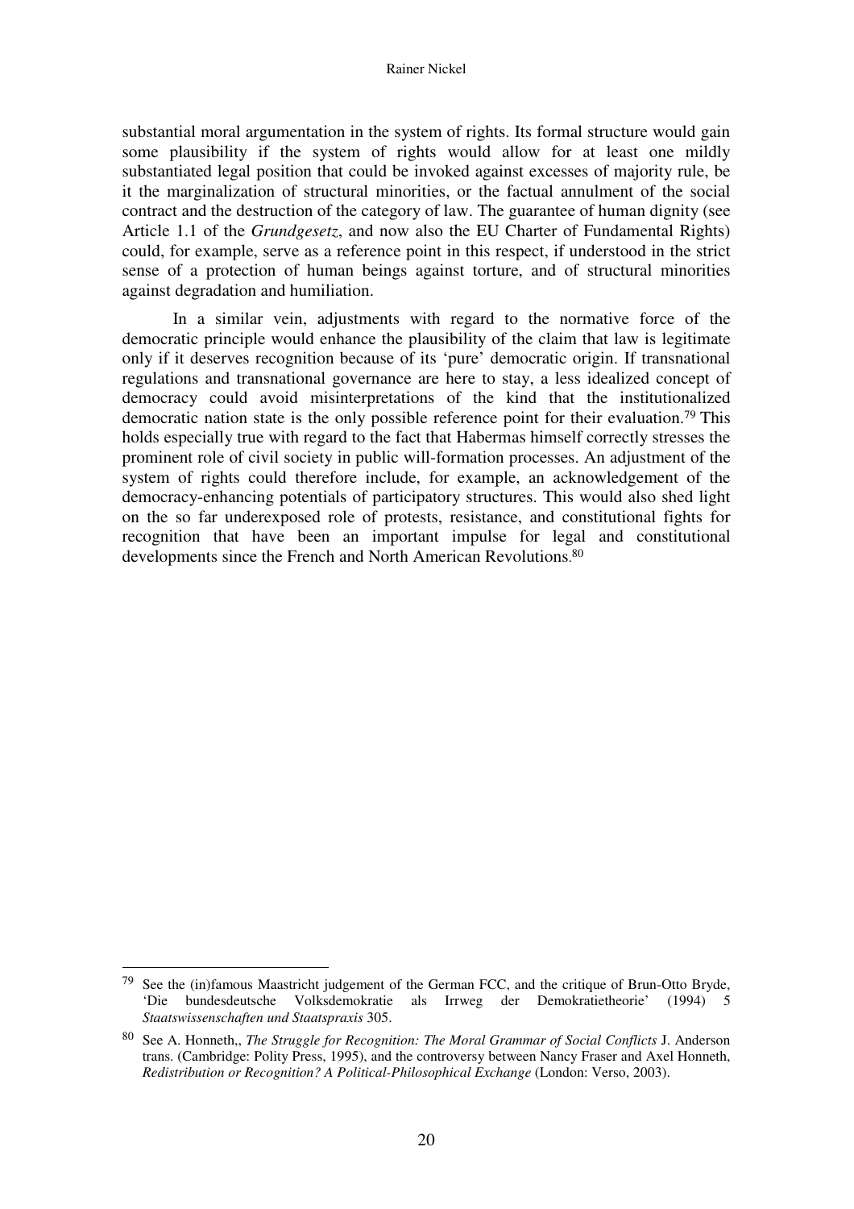substantial moral argumentation in the system of rights. Its formal structure would gain some plausibility if the system of rights would allow for at least one mildly substantiated legal position that could be invoked against excesses of majority rule, be it the marginalization of structural minorities, or the factual annulment of the social contract and the destruction of the category of law. The guarantee of human dignity (see Article 1.1 of the *Grundgesetz*, and now also the EU Charter of Fundamental Rights) could, for example, serve as a reference point in this respect, if understood in the strict sense of a protection of human beings against torture, and of structural minorities against degradation and humiliation.

In a similar vein, adjustments with regard to the normative force of the democratic principle would enhance the plausibility of the claim that law is legitimate only if it deserves recognition because of its 'pure' democratic origin. If transnational regulations and transnational governance are here to stay, a less idealized concept of democracy could avoid misinterpretations of the kind that the institutionalized democratic nation state is the only possible reference point for their evaluation.[79] This holds especially true with regard to the fact that Habermas himself correctly stresses the prominent role of civil society in public will-formation processes. An adjustment of the system of rights could therefore include, for example, an acknowledgement of the democracy-enhancing potentials of participatory structures. This would also shed light on the so far underexposed role of protests, resistance, and constitutional fights for recognition that have been an important impulse for legal and constitutional developments since the French and North American Revolutions.[80]

---

[79] See the (in)famous Maastricht judgement of the German FCC, and the critique of Brun-Otto Bryde, 'Die bundesdeutsche Volksdemokratie als Irrweg der Demokratietheorie' (1994) 5 *Staatswissenschaften und Staatspraxis* 305.

[80] See A. Honneth,, *The Struggle for Recognition: The Moral Grammar of Social Conflicts* J. Anderson trans. (Cambridge: Polity Press, 1995), and the controversy between Nancy Fraser and Axel Honneth, *Redistribution or Recognition? A Political-Philosophical Exchange* (London: Verso, 2003).